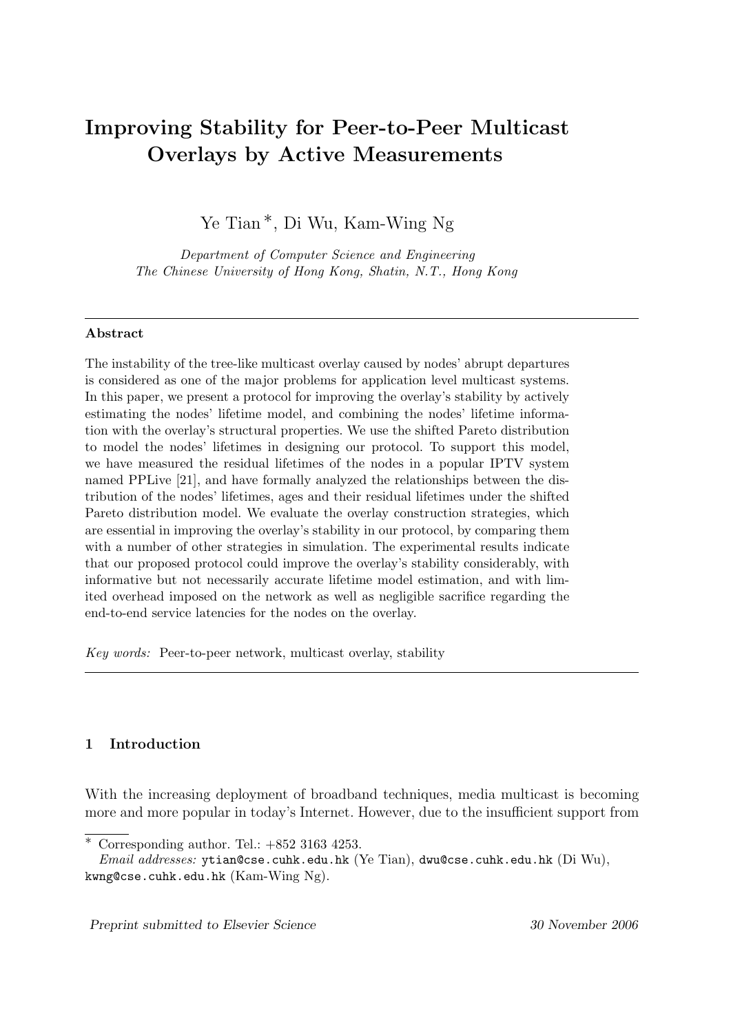# Improving Stability for Peer-to-Peer Multicast Overlays by Active Measurements

Ye Tian *, Di Wu, Kam-Wing Ng

*Department of Computer Science and Engineering*
*The Chinese University of Hong Kong, Shatin, N.T., Hong Kong*

---

**Abstract**

The instability of the tree-like multicast overlay caused by nodes' abrupt departures is considered as one of the major problems for application level multicast systems. In this paper, we present a protocol for improving the overlay's stability by actively estimating the nodes' lifetime model, and combining the nodes' lifetime information with the overlay's structural properties. We use the shifted Pareto distribution to model the nodes' lifetimes in designing our protocol. To support this model, we have measured the residual lifetimes of the nodes in a popular IPTV system named PPLive [21], and have formally analyzed the relationships between the distribution of the nodes' lifetimes, ages and their residual lifetimes under the shifted Pareto distribution model. We evaluate the overlay construction strategies, which are essential in improving the overlay's stability in our protocol, by comparing them with a number of other strategies in simulation. The experimental results indicate that our proposed protocol could improve the overlay's stability considerably, with informative but not necessarily accurate lifetime model estimation, and with limited overhead imposed on the network as well as negligible sacrifice regarding the end-to-end service latencies for the nodes on the overlay.

*Key words:* Peer-to-peer network, multicast overlay, stability

---

## 1 Introduction

With the increasing deployment of broadband techniques, media multicast is becoming more and more popular in today's Internet. However, due to the insufficient support from

---

* Corresponding author. Tel.: +852 3163 4253.
*Email addresses:* ytian@cse.cuhk.edu.hk (Ye Tian), dwu@cse.cuhk.edu.hk (Di Wu), kwng@cse.cuhk.edu.hk (Kam-Wing Ng).

*Preprint submitted to Elsevier Science* 30 November 2006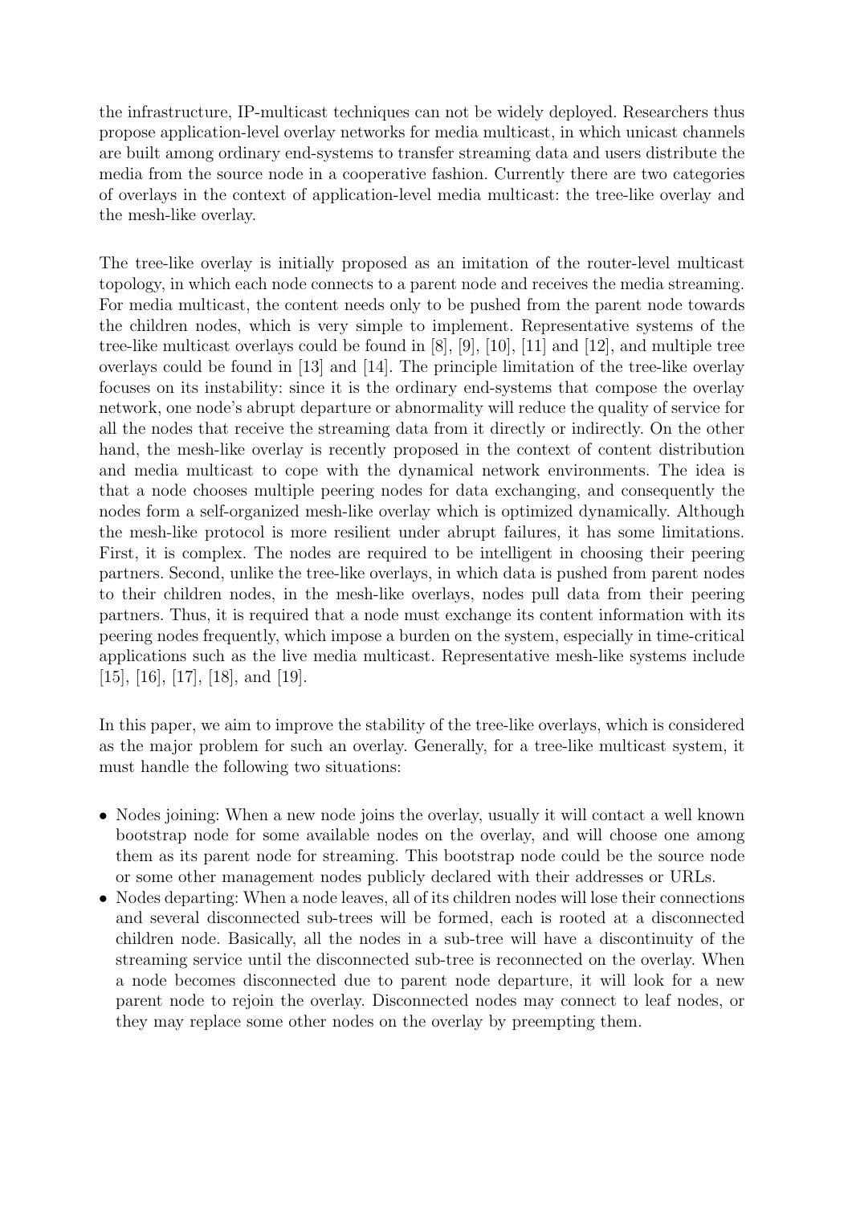the infrastructure, IP-multicast techniques can not be widely deployed. Researchers thus propose application-level overlay networks for media multicast, in which unicast channels are built among ordinary end-systems to transfer streaming data and users distribute the media from the source node in a cooperative fashion. Currently there are two categories of overlays in the context of application-level media multicast: the tree-like overlay and the mesh-like overlay.

The tree-like overlay is initially proposed as an imitation of the router-level multicast topology, in which each node connects to a parent node and receives the media streaming. For media multicast, the content needs only to be pushed from the parent node towards the children nodes, which is very simple to implement. Representative systems of the tree-like multicast overlays could be found in [8], [9], [10], [11] and [12], and multiple tree overlays could be found in [13] and [14]. The principle limitation of the tree-like overlay focuses on its instability: since it is the ordinary end-systems that compose the overlay network, one node's abrupt departure or abnormality will reduce the quality of service for all the nodes that receive the streaming data from it directly or indirectly. On the other hand, the mesh-like overlay is recently proposed in the context of content distribution and media multicast to cope with the dynamical network environments. The idea is that a node chooses multiple peering nodes for data exchanging, and consequently the nodes form a self-organized mesh-like overlay which is optimized dynamically. Although the mesh-like protocol is more resilient under abrupt failures, it has some limitations. First, it is complex. The nodes are required to be intelligent in choosing their peering partners. Second, unlike the tree-like overlays, in which data is pushed from parent nodes to their children nodes, in the mesh-like overlays, nodes pull data from their peering partners. Thus, it is required that a node must exchange its content information with its peering nodes frequently, which impose a burden on the system, especially in time-critical applications such as the live media multicast. Representative mesh-like systems include [15], [16], [17], [18], and [19].

In this paper, we aim to improve the stability of the tree-like overlays, which is considered as the major problem for such an overlay. Generally, for a tree-like multicast system, it must handle the following two situations:

- Nodes joining: When a new node joins the overlay, usually it will contact a well known bootstrap node for some available nodes on the overlay, and will choose one among them as its parent node for streaming. This bootstrap node could be the source node or some other management nodes publicly declared with their addresses or URLs.
- Nodes departing: When a node leaves, all of its children nodes will lose their connections and several disconnected sub-trees will be formed, each is rooted at a disconnected children node. Basically, all the nodes in a sub-tree will have a discontinuity of the streaming service until the disconnected sub-tree is reconnected on the overlay. When a node becomes disconnected due to parent node departure, it will look for a new parent node to rejoin the overlay. Disconnected nodes may connect to leaf nodes, or they may replace some other nodes on the overlay by preempting them.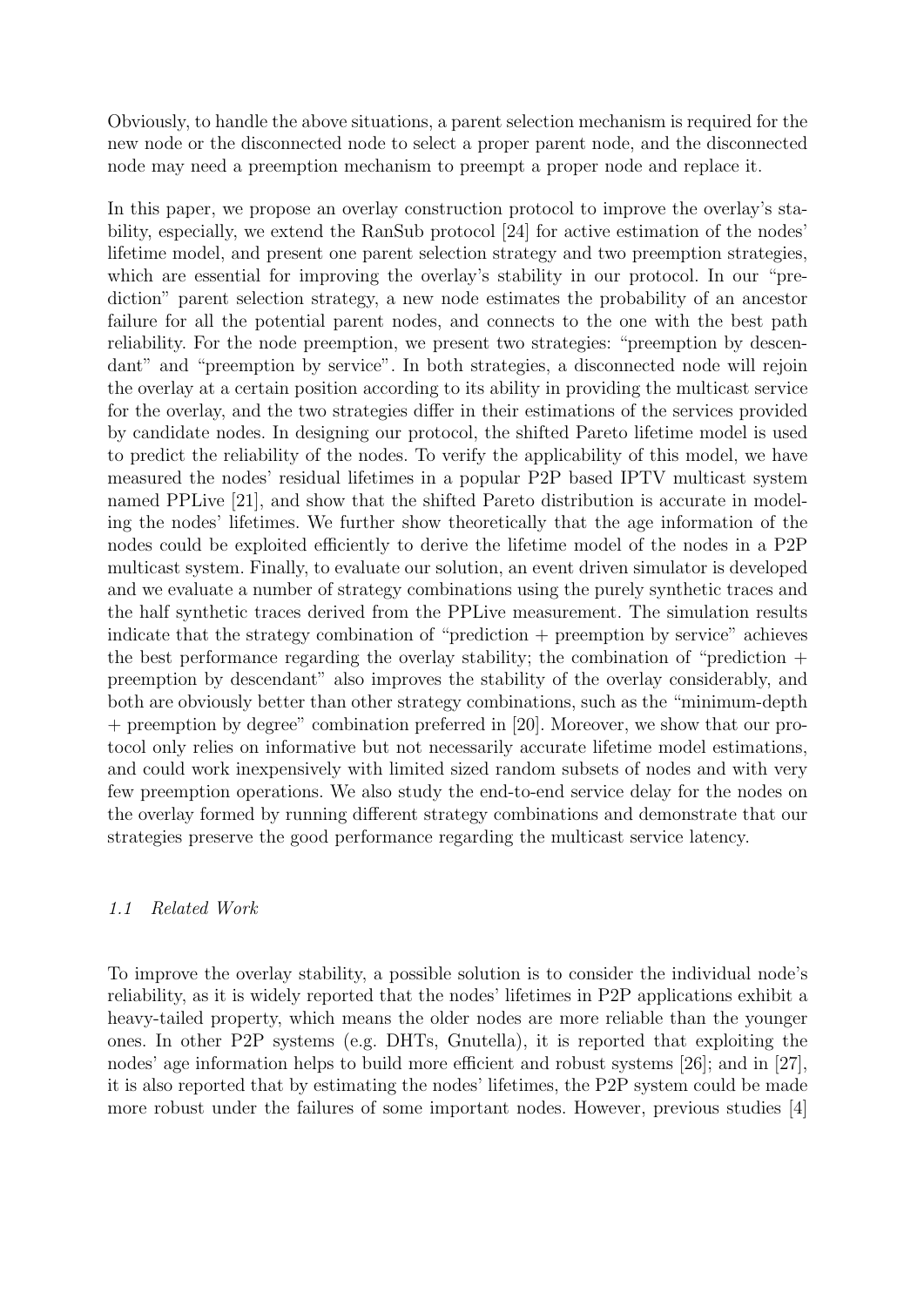Obviously, to handle the above situations, a parent selection mechanism is required for the new node or the disconnected node to select a proper parent node, and the disconnected node may need a preemption mechanism to preempt a proper node and replace it.

In this paper, we propose an overlay construction protocol to improve the overlay's stability, especially, we extend the RanSub protocol [24] for active estimation of the nodes' lifetime model, and present one parent selection strategy and two preemption strategies, which are essential for improving the overlay's stability in our protocol. In our "prediction" parent selection strategy, a new node estimates the probability of an ancestor failure for all the potential parent nodes, and connects to the one with the best path reliability. For the node preemption, we present two strategies: "preemption by descendant" and "preemption by service". In both strategies, a disconnected node will rejoin the overlay at a certain position according to its ability in providing the multicast service for the overlay, and the two strategies differ in their estimations of the services provided by candidate nodes. In designing our protocol, the shifted Pareto lifetime model is used to predict the reliability of the nodes. To verify the applicability of this model, we have measured the nodes' residual lifetimes in a popular P2P based IPTV multicast system named PPLive [21], and show that the shifted Pareto distribution is accurate in modeling the nodes' lifetimes. We further show theoretically that the age information of the nodes could be exploited efficiently to derive the lifetime model of the nodes in a P2P multicast system. Finally, to evaluate our solution, an event driven simulator is developed and we evaluate a number of strategy combinations using the purely synthetic traces and the half synthetic traces derived from the PPLive measurement. The simulation results indicate that the strategy combination of "prediction + preemption by service" achieves the best performance regarding the overlay stability; the combination of "prediction + preemption by descendant" also improves the stability of the overlay considerably, and both are obviously better than other strategy combinations, such as the "minimum-depth + preemption by degree" combination preferred in [20]. Moreover, we show that our protocol only relies on informative but not necessarily accurate lifetime model estimations, and could work inexpensively with limited sized random subsets of nodes and with very few preemption operations. We also study the end-to-end service delay for the nodes on the overlay formed by running different strategy combinations and demonstrate that our strategies preserve the good performance regarding the multicast service latency.

### *1.1 Related Work*

To improve the overlay stability, a possible solution is to consider the individual node's reliability, as it is widely reported that the nodes' lifetimes in P2P applications exhibit a heavy-tailed property, which means the older nodes are more reliable than the younger ones. In other P2P systems (e.g. DHTs, Gnutella), it is reported that exploiting the nodes' age information helps to build more efficient and robust systems [26]; and in [27], it is also reported that by estimating the nodes' lifetimes, the P2P system could be made more robust under the failures of some important nodes. However, previous studies [4]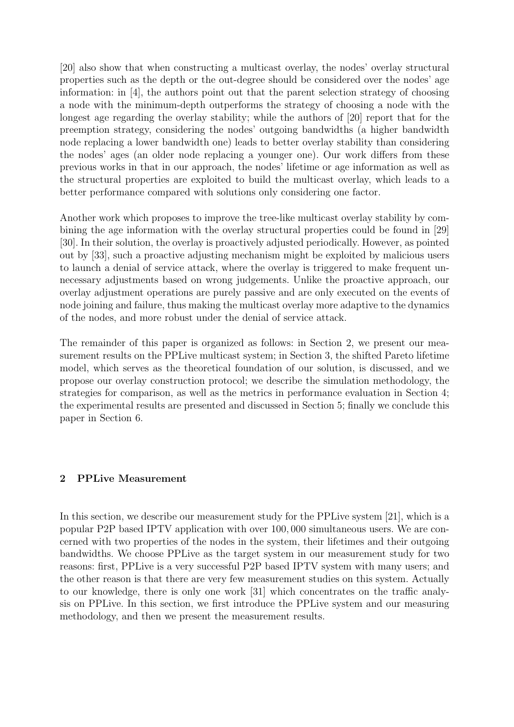[20] also show that when constructing a multicast overlay, the nodes' overlay structural properties such as the depth or the out-degree should be considered over the nodes' age information: in [4], the authors point out that the parent selection strategy of choosing a node with the minimum-depth outperforms the strategy of choosing a node with the longest age regarding the overlay stability; while the authors of [20] report that for the preemption strategy, considering the nodes' outgoing bandwidths (a higher bandwidth node replacing a lower bandwidth one) leads to better overlay stability than considering the nodes' ages (an older node replacing a younger one). Our work differs from these previous works in that in our approach, the nodes' lifetime or age information as well as the structural properties are exploited to build the multicast overlay, which leads to a better performance compared with solutions only considering one factor.

Another work which proposes to improve the tree-like multicast overlay stability by combining the age information with the overlay structural properties could be found in [29] [30]. In their solution, the overlay is proactively adjusted periodically. However, as pointed out by [33], such a proactive adjusting mechanism might be exploited by malicious users to launch a denial of service attack, where the overlay is triggered to make frequent unnecessary adjustments based on wrong judgements. Unlike the proactive approach, our overlay adjustment operations are purely passive and are only executed on the events of node joining and failure, thus making the multicast overlay more adaptive to the dynamics of the nodes, and more robust under the denial of service attack.

The remainder of this paper is organized as follows: in Section 2, we present our measurement results on the PPLive multicast system; in Section 3, the shifted Pareto lifetime model, which serves as the theoretical foundation of our solution, is discussed, and we propose our overlay construction protocol; we describe the simulation methodology, the strategies for comparison, as well as the metrics in performance evaluation in Section 4; the experimental results are presented and discussed in Section 5; finally we conclude this paper in Section 6.

## 2 PPLive Measurement

In this section, we describe our measurement study for the PPLive system [21], which is a popular P2P based IPTV application with over 100,000 simultaneous users. We are concerned with two properties of the nodes in the system, their lifetimes and their outgoing bandwidths. We choose PPLive as the target system in our measurement study for two reasons: first, PPLive is a very successful P2P based IPTV system with many users; and the other reason is that there are very few measurement studies on this system. Actually to our knowledge, there is only one work [31] which concentrates on the traffic analysis on PPLive. In this section, we first introduce the PPLive system and our measuring methodology, and then we present the measurement results.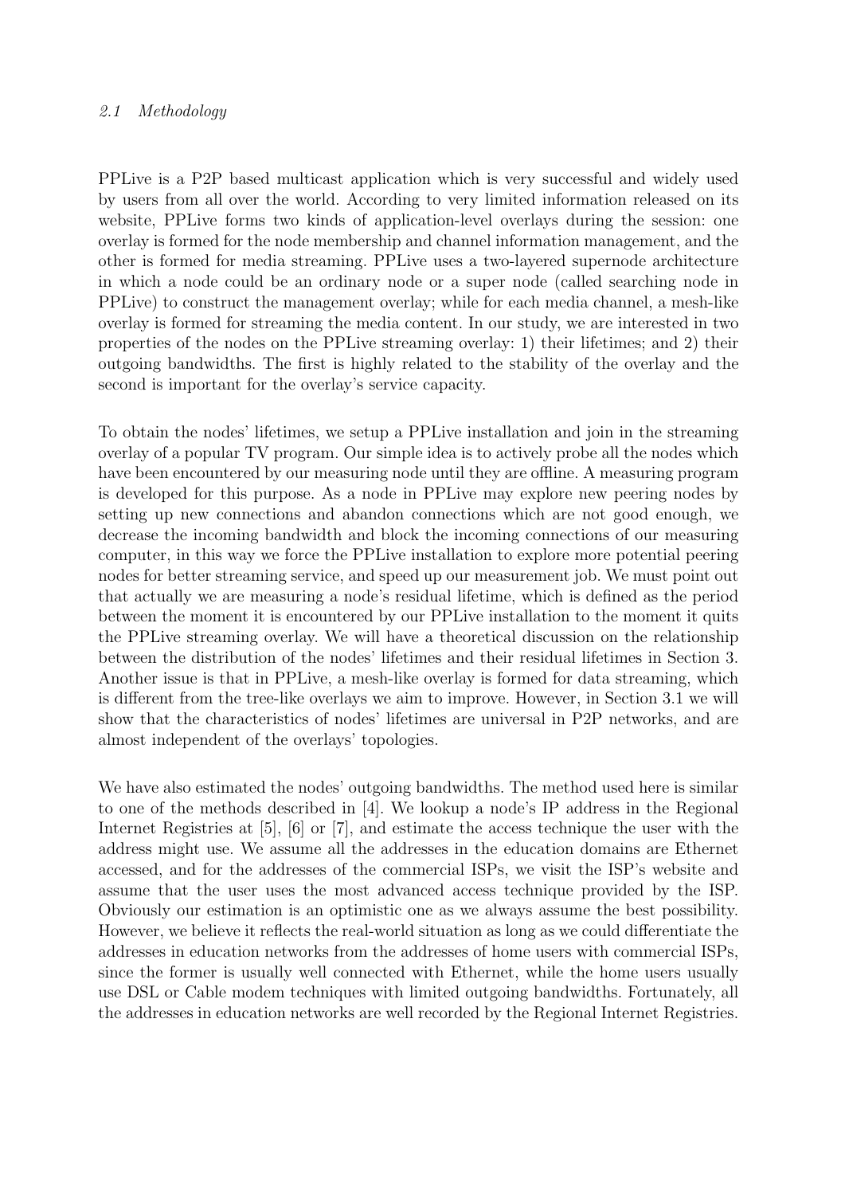### 2.1 Methodology

PPLive is a P2P based multicast application which is very successful and widely used by users from all over the world. According to very limited information released on its website, PPLive forms two kinds of application-level overlays during the session: one overlay is formed for the node membership and channel information management, and the other is formed for media streaming. PPLive uses a two-layered supernode architecture in which a node could be an ordinary node or a super node (called searching node in PPLive) to construct the management overlay; while for each media channel, a mesh-like overlay is formed for streaming the media content. In our study, we are interested in two properties of the nodes on the PPLive streaming overlay: 1) their lifetimes; and 2) their outgoing bandwidths. The first is highly related to the stability of the overlay and the second is important for the overlay's service capacity.

To obtain the nodes' lifetimes, we setup a PPLive installation and join in the streaming overlay of a popular TV program. Our simple idea is to actively probe all the nodes which have been encountered by our measuring node until they are offline. A measuring program is developed for this purpose. As a node in PPLive may explore new peering nodes by setting up new connections and abandon connections which are not good enough, we decrease the incoming bandwidth and block the incoming connections of our measuring computer, in this way we force the PPLive installation to explore more potential peering nodes for better streaming service, and speed up our measurement job. We must point out that actually we are measuring a node's residual lifetime, which is defined as the period between the moment it is encountered by our PPLive installation to the moment it quits the PPLive streaming overlay. We will have a theoretical discussion on the relationship between the distribution of the nodes' lifetimes and their residual lifetimes in Section 3. Another issue is that in PPLive, a mesh-like overlay is formed for data streaming, which is different from the tree-like overlays we aim to improve. However, in Section 3.1 we will show that the characteristics of nodes' lifetimes are universal in P2P networks, and are almost independent of the overlays' topologies.

We have also estimated the nodes' outgoing bandwidths. The method used here is similar to one of the methods described in [4]. We lookup a node's IP address in the Regional Internet Registries at [5], [6] or [7], and estimate the access technique the user with the address might use. We assume all the addresses in the education domains are Ethernet accessed, and for the addresses of the commercial ISPs, we visit the ISP's website and assume that the user uses the most advanced access technique provided by the ISP. Obviously our estimation is an optimistic one as we always assume the best possibility. However, we believe it reflects the real-world situation as long as we could differentiate the addresses in education networks from the addresses of home users with commercial ISPs, since the former is usually well connected with Ethernet, while the home users usually use DSL or Cable modem techniques with limited outgoing bandwidths. Fortunately, all the addresses in education networks are well recorded by the Regional Internet Registries.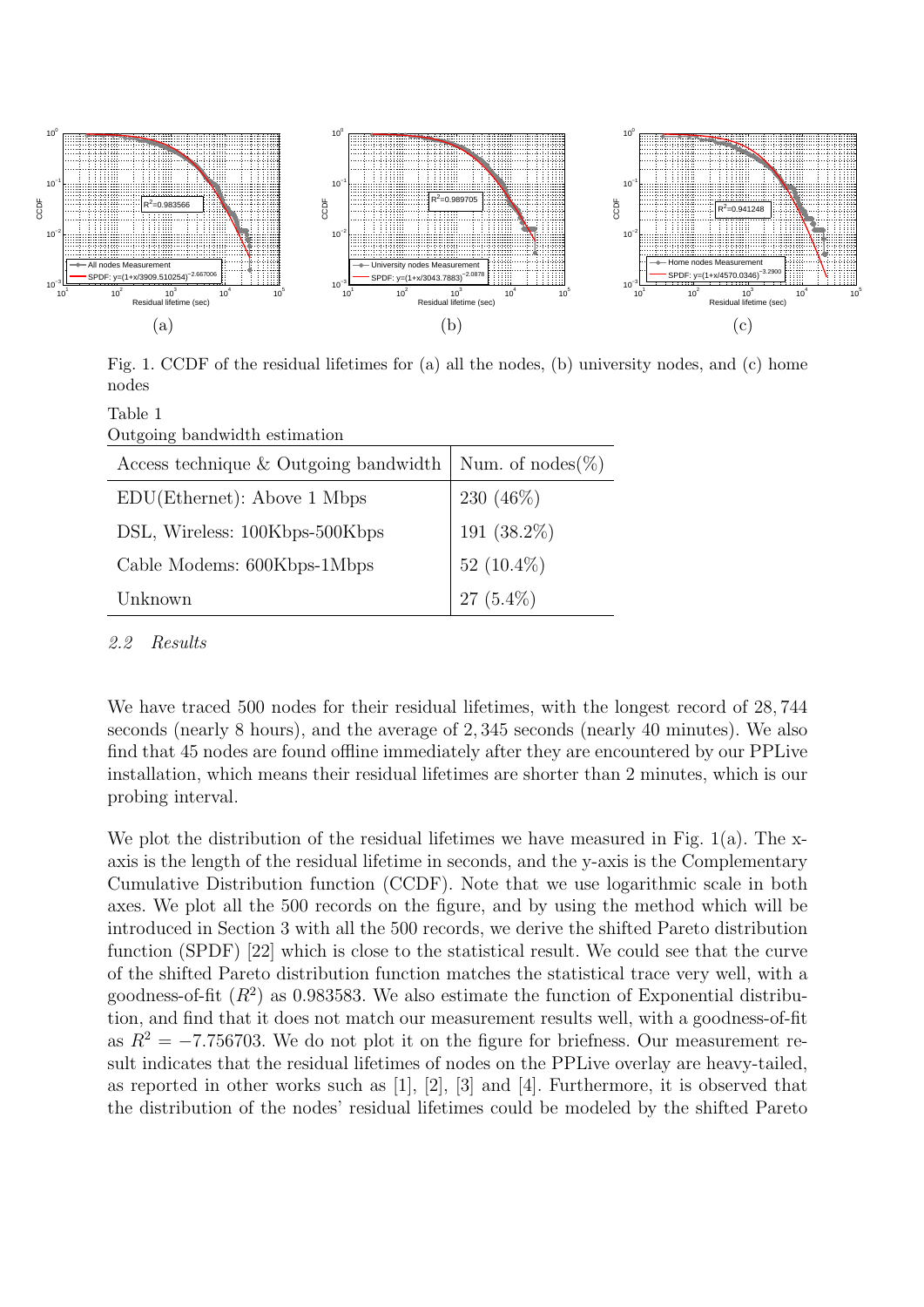Fig. 1. CCDF of the residual lifetimes for (a) all the nodes, (b) university nodes, and (c) home nodes

Table 1
Outgoing bandwidth estimation

| Access technique & Outgoing bandwidth | Num. of nodes(%) |
|---|---|
| EDU(Ethernet): Above 1 Mbps | 230 (46%) |
| DSL, Wireless: 100Kbps-500Kbps | 191 (38.2%) |
| Cable Modems: 600Kbps-1Mbps | 52 (10.4%) |
| Unknown | 27 (5.4%) |

### *2.2 Results*

We have traced 500 nodes for their residual lifetimes, with the longest record of 28,744 seconds (nearly 8 hours), and the average of 2,345 seconds (nearly 40 minutes). We also find that 45 nodes are found offline immediately after they are encountered by our PPLive installation, which means their residual lifetimes are shorter than 2 minutes, which is our probing interval.

We plot the distribution of the residual lifetimes we have measured in Fig. 1(a). The x-axis is the length of the residual lifetime in seconds, and the y-axis is the Complementary Cumulative Distribution function (CCDF). Note that we use logarithmic scale in both axes. We plot all the 500 records on the figure, and by using the method which will be introduced in Section 3 with all the 500 records, we derive the shifted Pareto distribution function (SPDF) [22] which is close to the statistical result. We could see that the curve of the shifted Pareto distribution function matches the statistical trace very well, with a goodness-of-fit ($R^2$) as 0.983583. We also estimate the function of Exponential distribution, and find that it does not match our measurement results well, with a goodness-of-fit as $R^2 = -7.756703$. We do not plot it on the figure for briefness. Our measurement result indicates that the residual lifetimes of nodes on the PPLive overlay are heavy-tailed, as reported in other works such as [1], [2], [3] and [4]. Furthermore, it is observed that the distribution of the nodes' residual lifetimes could be modeled by the shifted Pareto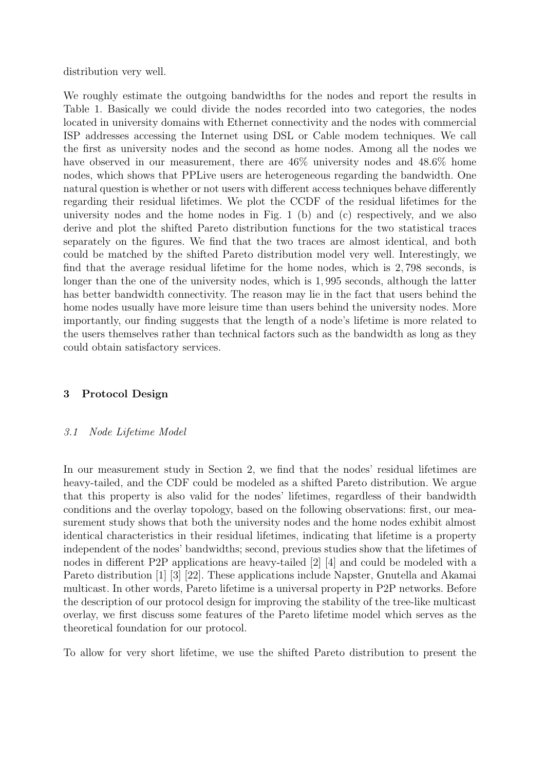distribution very well.

We roughly estimate the outgoing bandwidths for the nodes and report the results in Table 1. Basically we could divide the nodes recorded into two categories, the nodes located in university domains with Ethernet connectivity and the nodes with commercial ISP addresses accessing the Internet using DSL or Cable modem techniques. We call the first as university nodes and the second as home nodes. Among all the nodes we have observed in our measurement, there are 46% university nodes and 48.6% home nodes, which shows that PPLive users are heterogeneous regarding the bandwidth. One natural question is whether or not users with different access techniques behave differently regarding their residual lifetimes. We plot the CCDF of the residual lifetimes for the university nodes and the home nodes in Fig. 1 (b) and (c) respectively, and we also derive and plot the shifted Pareto distribution functions for the two statistical traces separately on the figures. We find that the two traces are almost identical, and both could be matched by the shifted Pareto distribution model very well. Interestingly, we find that the average residual lifetime for the home nodes, which is 2,798 seconds, is longer than the one of the university nodes, which is 1,995 seconds, although the latter has better bandwidth connectivity. The reason may lie in the fact that users behind the home nodes usually have more leisure time than users behind the university nodes. More importantly, our finding suggests that the length of a node's lifetime is more related to the users themselves rather than technical factors such as the bandwidth as long as they could obtain satisfactory services.

## 3 Protocol Design

### *3.1 Node Lifetime Model*

In our measurement study in Section 2, we find that the nodes' residual lifetimes are heavy-tailed, and the CDF could be modeled as a shifted Pareto distribution. We argue that this property is also valid for the nodes' lifetimes, regardless of their bandwidth conditions and the overlay topology, based on the following observations: first, our measurement study shows that both the university nodes and the home nodes exhibit almost identical characteristics in their residual lifetimes, indicating that lifetime is a property independent of the nodes' bandwidths; second, previous studies show that the lifetimes of nodes in different P2P applications are heavy-tailed [2] [4] and could be modeled with a Pareto distribution [1] [3] [22]. These applications include Napster, Gnutella and Akamai multicast. In other words, Pareto lifetime is a universal property in P2P networks. Before the description of our protocol design for improving the stability of the tree-like multicast overlay, we first discuss some features of the Pareto lifetime model which serves as the theoretical foundation for our protocol.

To allow for very short lifetime, we use the shifted Pareto distribution to present the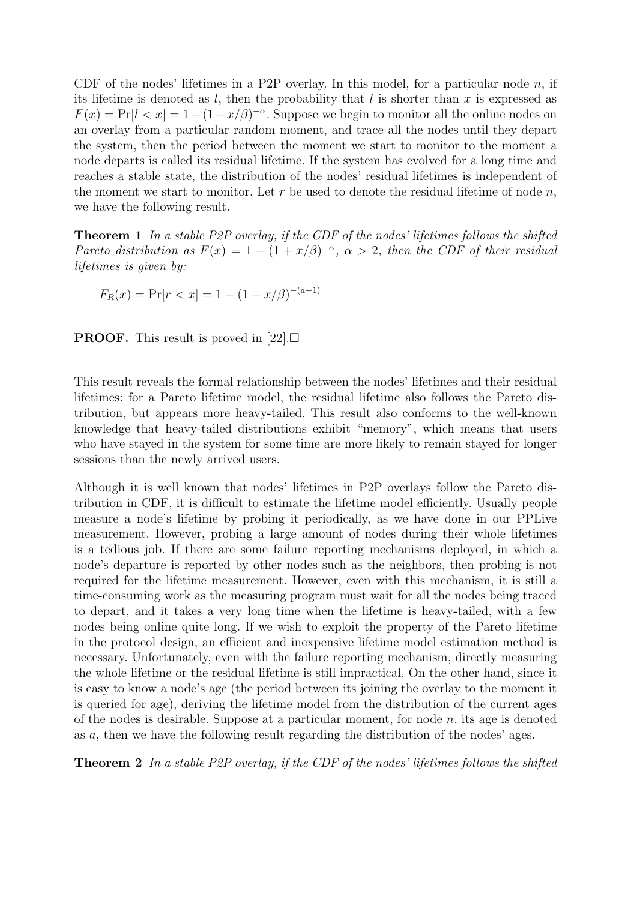CDF of the nodes' lifetimes in a P2P overlay. In this model, for a particular node $n$, if its lifetime is denoted as $l$, then the probability that $l$ is shorter than $x$ is expressed as $F(x) = \Pr[l < x] = 1 - (1 + x/\beta)^{-\alpha}$. Suppose we begin to monitor all the online nodes on an overlay from a particular random moment, and trace all the nodes until they depart the system, then the period between the moment we start to monitor to the moment a node departs is called its residual lifetime. If the system has evolved for a long time and reaches a stable state, the distribution of the nodes' residual lifetimes is independent of the moment we start to monitor. Let $r$ be used to denote the residual lifetime of node $n$, we have the following result.

**Theorem 1** *In a stable P2P overlay, if the CDF of the nodes' lifetimes follows the shifted Pareto distribution as $F(x) = 1 - (1 + x/\beta)^{-\alpha}$, $\alpha > 2$, then the CDF of their residual lifetimes is given by:*

$$F_R(x) = \Pr[r < x] = 1 - (1 + x/\beta)^{-(a-1)}$$

**PROOF.** This result is proved in [22].□

This result reveals the formal relationship between the nodes' lifetimes and their residual lifetimes: for a Pareto lifetime model, the residual lifetime also follows the Pareto distribution, but appears more heavy-tailed. This result also conforms to the well-known knowledge that heavy-tailed distributions exhibit "memory", which means that users who have stayed in the system for some time are more likely to remain stayed for longer sessions than the newly arrived users.

Although it is well known that nodes' lifetimes in P2P overlays follow the Pareto distribution in CDF, it is difficult to estimate the lifetime model efficiently. Usually people measure a node's lifetime by probing it periodically, as we have done in our PPLive measurement. However, probing a large amount of nodes during their whole lifetimes is a tedious job. If there are some failure reporting mechanisms deployed, in which a node's departure is reported by other nodes such as the neighbors, then probing is not required for the lifetime measurement. However, even with this mechanism, it is still a time-consuming work as the measuring program must wait for all the nodes being traced to depart, and it takes a very long time when the lifetime is heavy-tailed, with a few nodes being online quite long. If we wish to exploit the property of the Pareto lifetime in the protocol design, an efficient and inexpensive lifetime model estimation method is necessary. Unfortunately, even with the failure reporting mechanism, directly measuring the whole lifetime or the residual lifetime is still impractical. On the other hand, since it is easy to know a node's age (the period between its joining the overlay to the moment it is queried for age), deriving the lifetime model from the distribution of the current ages of the nodes is desirable. Suppose at a particular moment, for node $n$, its age is denoted as $a$, then we have the following result regarding the distribution of the nodes' ages.

**Theorem 2** *In a stable P2P overlay, if the CDF of the nodes' lifetimes follows the shifted*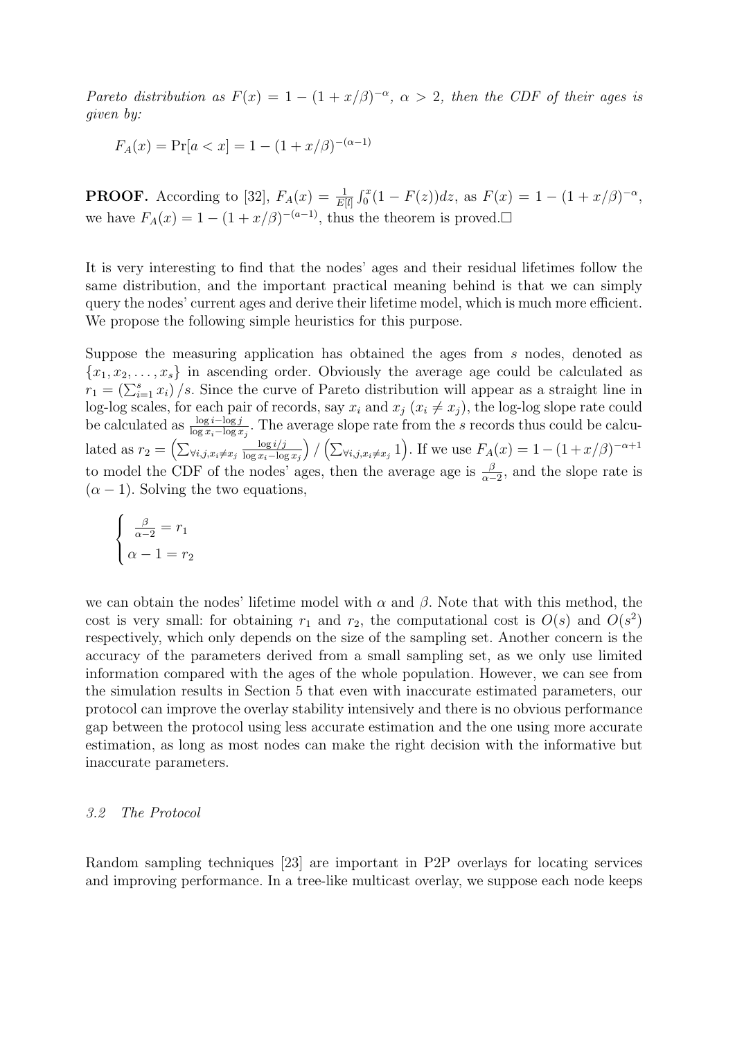*Pareto distribution as $F(x) = 1 - (1 + x/\beta)^{-\alpha}$, $\alpha > 2$, then the CDF of their ages is given by:*

$$F_A(x) = \Pr[a < x] = 1 - (1 + x/\beta)^{-(\alpha-1)}$$

**PROOF.** According to [32], $F_A(x) = \frac{1}{E[l]} \int_0^x (1 - F(z))dz$, as $F(x) = 1 - (1 + x/\beta)^{-\alpha}$, we have $F_A(x) = 1 - (1 + x/\beta)^{-(a-1)}$, thus the theorem is proved.□

It is very interesting to find that the nodes' ages and their residual lifetimes follow the same distribution, and the important practical meaning behind is that we can simply query the nodes' current ages and derive their lifetime model, which is much more efficient. We propose the following simple heuristics for this purpose.

Suppose the measuring application has obtained the ages from $s$ nodes, denoted as $\{x_1, x_2, \ldots, x_s\}$ in ascending order. Obviously the average age could be calculated as $r_1 = \left(\sum_{i=1}^{s} x_i\right)/s$. Since the curve of Pareto distribution will appear as a straight line in log-log scales, for each pair of records, say $x_i$ and $x_j$ ($x_i \neq x_j$), the log-log slope rate could be calculated as $\frac{\log i - \log j}{\log x_i - \log x_j}$. The average slope rate from the $s$ records thus could be calculated as $r_2 = \left(\sum_{\forall i,j,x_i \neq x_j} \frac{\log i/j}{\log x_i - \log x_j}\right) / \left(\sum_{\forall i,j,x_i \neq x_j} 1\right)$. If we use $F_A(x) = 1-(1+x/\beta)^{-\alpha+1}$ to model the CDF of the nodes' ages, then the average age is $\frac{\beta}{\alpha-2}$, and the slope rate is $(\alpha - 1)$. Solving the two equations,

$$\begin{cases} \frac{\beta}{\alpha-2} = r_1 \\ \alpha - 1 = r_2 \end{cases}$$

we can obtain the nodes' lifetime model with $\alpha$ and $\beta$. Note that with this method, the cost is very small: for obtaining $r_1$ and $r_2$, the computational cost is $O(s)$ and $O(s^2)$ respectively, which only depends on the size of the sampling set. Another concern is the accuracy of the parameters derived from a small sampling set, as we only use limited information compared with the ages of the whole population. However, we can see from the simulation results in Section 5 that even with inaccurate estimated parameters, our protocol can improve the overlay stability intensively and there is no obvious performance gap between the protocol using less accurate estimation and the one using more accurate estimation, as long as most nodes can make the right decision with the informative but inaccurate parameters.

### *3.2 The Protocol*

Random sampling techniques [23] are important in P2P overlays for locating services and improving performance. In a tree-like multicast overlay, we suppose each node keeps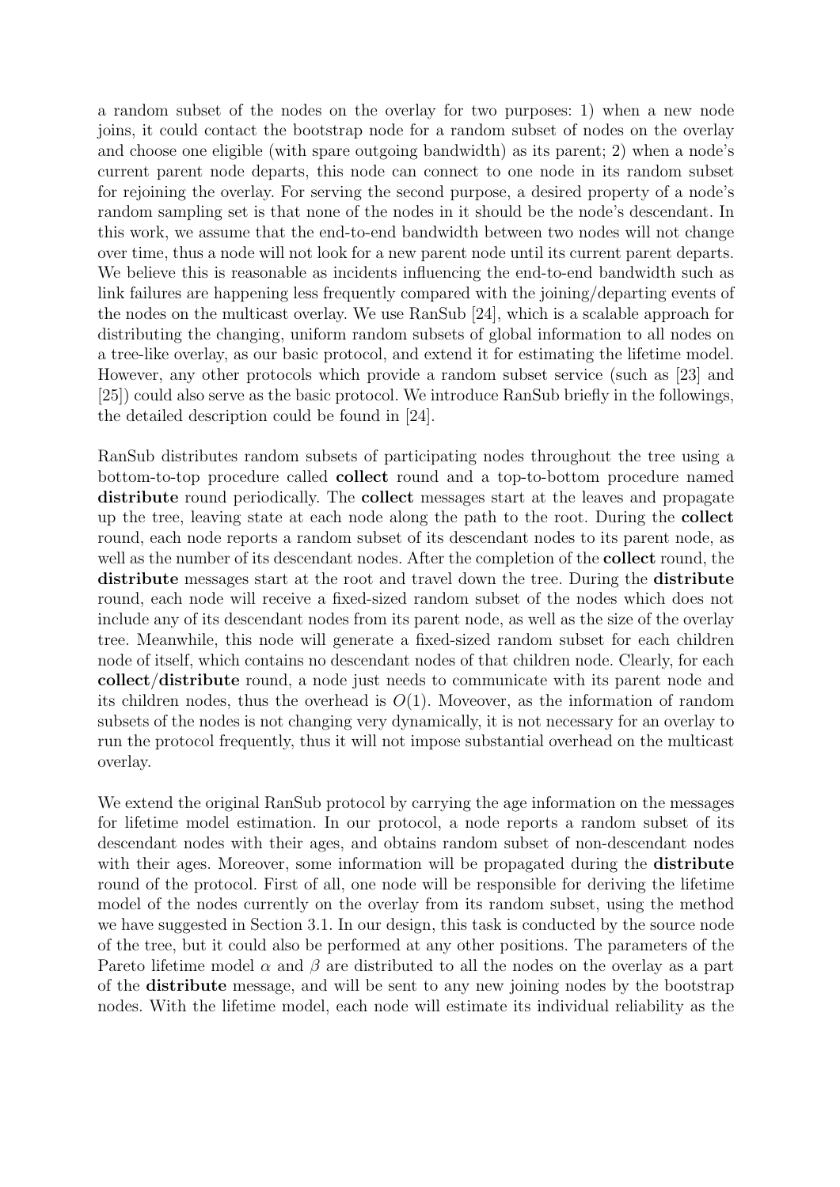a random subset of the nodes on the overlay for two purposes: 1) when a new node joins, it could contact the bootstrap node for a random subset of nodes on the overlay and choose one eligible (with spare outgoing bandwidth) as its parent; 2) when a node's current parent node departs, this node can connect to one node in its random subset for rejoining the overlay. For serving the second purpose, a desired property of a node's random sampling set is that none of the nodes in it should be the node's descendant. In this work, we assume that the end-to-end bandwidth between two nodes will not change over time, thus a node will not look for a new parent node until its current parent departs. We believe this is reasonable as incidents influencing the end-to-end bandwidth such as link failures are happening less frequently compared with the joining/departing events of the nodes on the multicast overlay. We use RanSub [24], which is a scalable approach for distributing the changing, uniform random subsets of global information to all nodes on a tree-like overlay, as our basic protocol, and extend it for estimating the lifetime model. However, any other protocols which provide a random subset service (such as [23] and [25]) could also serve as the basic protocol. We introduce RanSub briefly in the followings, the detailed description could be found in [24].

RanSub distributes random subsets of participating nodes throughout the tree using a bottom-to-top procedure called **collect** round and a top-to-bottom procedure named **distribute** round periodically. The **collect** messages start at the leaves and propagate up the tree, leaving state at each node along the path to the root. During the **collect** round, each node reports a random subset of its descendant nodes to its parent node, as well as the number of its descendant nodes. After the completion of the **collect** round, the **distribute** messages start at the root and travel down the tree. During the **distribute** round, each node will receive a fixed-sized random subset of the nodes which does not include any of its descendant nodes from its parent node, as well as the size of the overlay tree. Meanwhile, this node will generate a fixed-sized random subset for each children node of itself, which contains no descendant nodes of that children node. Clearly, for each **collect**/**distribute** round, a node just needs to communicate with its parent node and its children nodes, thus the overhead is $O(1)$. Moveover, as the information of random subsets of the nodes is not changing very dynamically, it is not necessary for an overlay to run the protocol frequently, thus it will not impose substantial overhead on the multicast overlay.

We extend the original RanSub protocol by carrying the age information on the messages for lifetime model estimation. In our protocol, a node reports a random subset of its descendant nodes with their ages, and obtains random subset of non-descendant nodes with their ages. Moreover, some information will be propagated during the **distribute** round of the protocol. First of all, one node will be responsible for deriving the lifetime model of the nodes currently on the overlay from its random subset, using the method we have suggested in Section 3.1. In our design, this task is conducted by the source node of the tree, but it could also be performed at any other positions. The parameters of the Pareto lifetime model $\alpha$ and $\beta$ are distributed to all the nodes on the overlay as a part of the **distribute** message, and will be sent to any new joining nodes by the bootstrap nodes. With the lifetime model, each node will estimate its individual reliability as the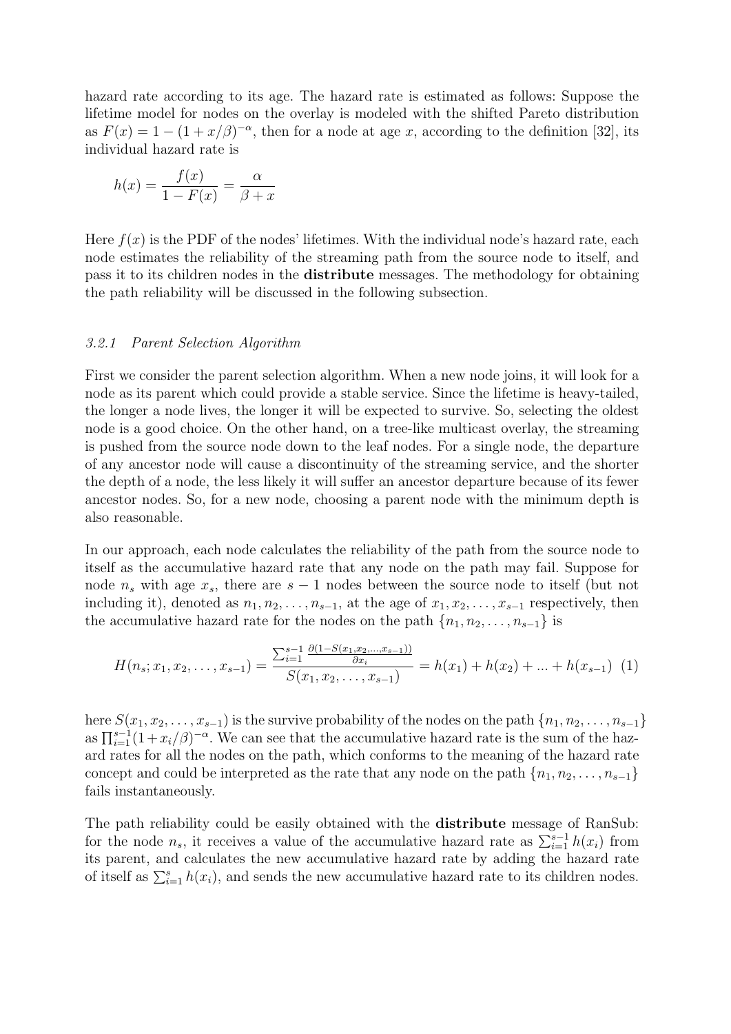hazard rate according to its age. The hazard rate is estimated as follows: Suppose the lifetime model for nodes on the overlay is modeled with the shifted Pareto distribution as $F(x) = 1 - (1 + x/\beta)^{-\alpha}$, then for a node at age $x$, according to the definition [32], its individual hazard rate is

$$h(x) = \frac{f(x)}{1 - F(x)} = \frac{\alpha}{\beta + x}$$

Here $f(x)$ is the PDF of the nodes' lifetimes. With the individual node's hazard rate, each node estimates the reliability of the streaming path from the source node to itself, and pass it to its children nodes in the **distribute** messages. The methodology for obtaining the path reliability will be discussed in the following subsection.

### *3.2.1 Parent Selection Algorithm*

First we consider the parent selection algorithm. When a new node joins, it will look for a node as its parent which could provide a stable service. Since the lifetime is heavy-tailed, the longer a node lives, the longer it will be expected to survive. So, selecting the oldest node is a good choice. On the other hand, on a tree-like multicast overlay, the streaming is pushed from the source node down to the leaf nodes. For a single node, the departure of any ancestor node will cause a discontinuity of the streaming service, and the shorter the depth of a node, the less likely it will suffer an ancestor departure because of its fewer ancestor nodes. So, for a new node, choosing a parent node with the minimum depth is also reasonable.

In our approach, each node calculates the reliability of the path from the source node to itself as the accumulative hazard rate that any node on the path may fail. Suppose for node $n_s$ with age $x_s$, there are $s - 1$ nodes between the source node to itself (but not including it), denoted as $n_1, n_2, \ldots, n_{s-1}$, at the age of $x_1, x_2, \ldots, x_{s-1}$ respectively, then the accumulative hazard rate for the nodes on the path $\{n_1, n_2, \ldots, n_{s-1}\}$ is

$$H(n_s; x_1, x_2, \ldots, x_{s-1}) = \frac{\sum_{i=1}^{s-1} \frac{\partial(1 - S(x_1, x_2, \ldots, x_{s-1}))}{\partial x_i}}{S(x_1, x_2, \ldots, x_{s-1})} = h(x_1) + h(x_2) + \ldots + h(x_{s-1}) \quad (1)$$

here $S(x_1, x_2, \ldots, x_{s-1})$ is the survive probability of the nodes on the path $\{n_1, n_2, \ldots, n_{s-1}\}$ as $\prod_{i=1}^{s-1}(1 + x_i/\beta)^{-\alpha}$. We can see that the accumulative hazard rate is the sum of the hazard rates for all the nodes on the path, which conforms to the meaning of the hazard rate concept and could be interpreted as the rate that any node on the path $\{n_1, n_2, \ldots, n_{s-1}\}$ fails instantaneously.

The path reliability could be easily obtained with the **distribute** message of RanSub: for the node $n_s$, it receives a value of the accumulative hazard rate as $\sum_{i=1}^{s-1} h(x_i)$ from its parent, and calculates the new accumulative hazard rate by adding the hazard rate of itself as $\sum_{i=1}^{s} h(x_i)$, and sends the new accumulative hazard rate to its children nodes.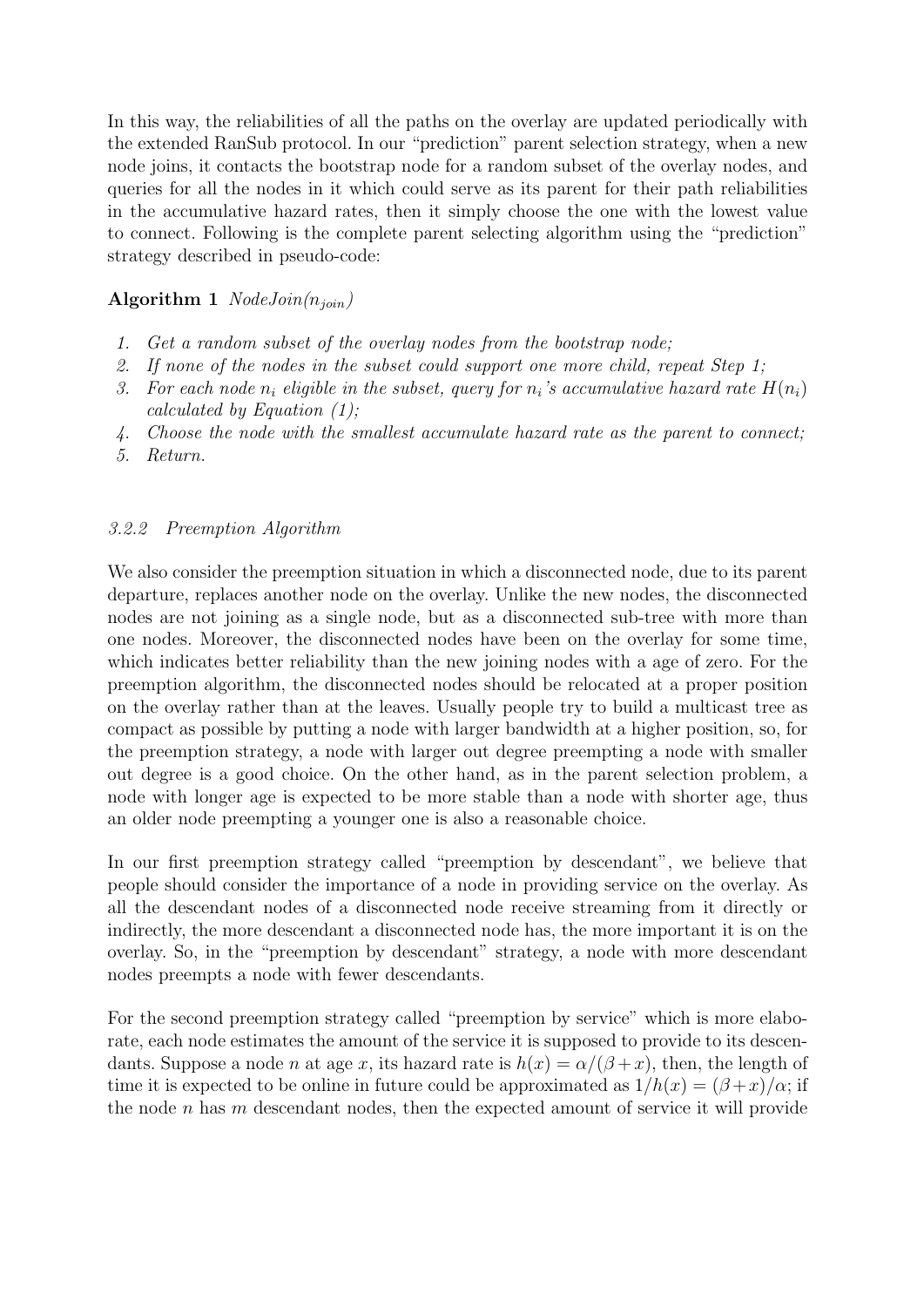In this way, the reliabilities of all the paths on the overlay are updated periodically with the extended RanSub protocol. In our "prediction" parent selection strategy, when a new node joins, it contacts the bootstrap node for a random subset of the overlay nodes, and queries for all the nodes in it which could serve as its parent for their path reliabilities in the accumulative hazard rates, then it simply choose the one with the lowest value to connect. Following is the complete parent selecting algorithm using the "prediction" strategy described in pseudo-code:

**Algorithm 1** *NodeJoin($n_{join}$)*

1. *Get a random subset of the overlay nodes from the bootstrap node;*
2. *If none of the nodes in the subset could support one more child, repeat Step 1;*
3. *For each node $n_i$ eligible in the subset, query for $n_i$'s accumulative hazard rate $H(n_i)$ calculated by Equation (1);*
4. *Choose the node with the smallest accumulate hazard rate as the parent to connect;*
5. *Return.*

#### *3.2.2 Preemption Algorithm*

We also consider the preemption situation in which a disconnected node, due to its parent departure, replaces another node on the overlay. Unlike the new nodes, the disconnected nodes are not joining as a single node, but as a disconnected sub-tree with more than one nodes. Moreover, the disconnected nodes have been on the overlay for some time, which indicates better reliability than the new joining nodes with a age of zero. For the preemption algorithm, the disconnected nodes should be relocated at a proper position on the overlay rather than at the leaves. Usually people try to build a multicast tree as compact as possible by putting a node with larger bandwidth at a higher position, so, for the preemption strategy, a node with larger out degree preempting a node with smaller out degree is a good choice. On the other hand, as in the parent selection problem, a node with longer age is expected to be more stable than a node with shorter age, thus an older node preempting a younger one is also a reasonable choice.

In our first preemption strategy called "preemption by descendant", we believe that people should consider the importance of a node in providing service on the overlay. As all the descendant nodes of a disconnected node receive streaming from it directly or indirectly, the more descendant a disconnected node has, the more important it is on the overlay. So, in the "preemption by descendant" strategy, a node with more descendant nodes preempts a node with fewer descendants.

For the second preemption strategy called "preemption by service" which is more elaborate, each node estimates the amount of the service it is supposed to provide to its descendants. Suppose a node $n$ at age $x$, its hazard rate is $h(x) = \alpha/(\beta + x)$, then, the length of time it is expected to be online in future could be approximated as $1/h(x) = (\beta + x)/\alpha$; if the node $n$ has $m$ descendant nodes, then the expected amount of service it will provide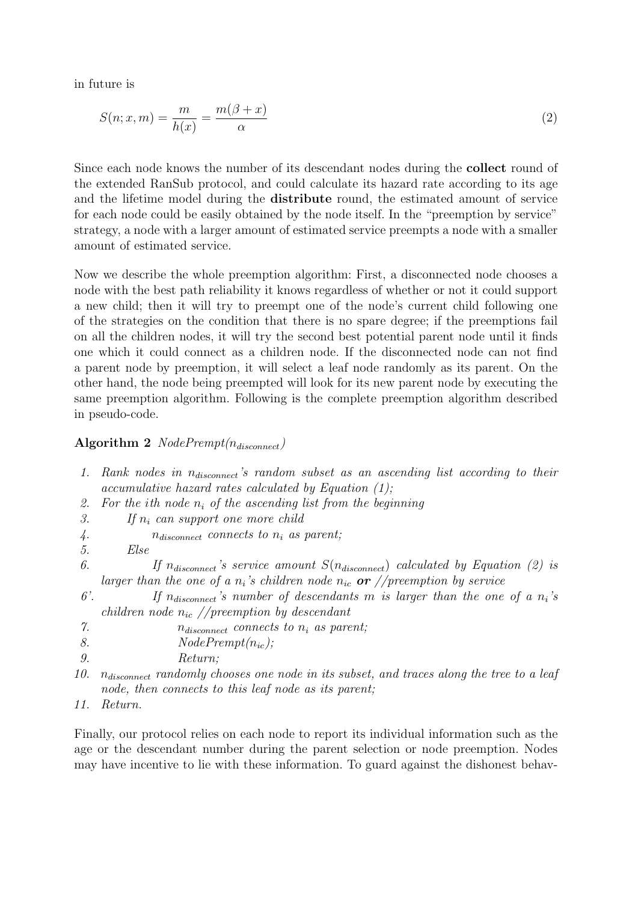in future is

$$S(n; x, m) = \frac{m}{h(x)} = \frac{m(\beta + x)}{\alpha} \tag{2}$$

Since each node knows the number of its descendant nodes during the **collect** round of the extended RanSub protocol, and could calculate its hazard rate according to its age and the lifetime model during the **distribute** round, the estimated amount of service for each node could be easily obtained by the node itself. In the "preemption by service" strategy, a node with a larger amount of estimated service preempts a node with a smaller amount of estimated service.

Now we describe the whole preemption algorithm: First, a disconnected node chooses a node with the best path reliability it knows regardless of whether or not it could support a new child; then it will try to preempt one of the node's current child following one of the strategies on the condition that there is no spare degree; if the preemptions fail on all the children nodes, it will try the second best potential parent node until it finds one which it could connect as a children node. If the disconnected node can not find a parent node by preemption, it will select a leaf node randomly as its parent. On the other hand, the node being preempted will look for its new parent node by executing the same preemption algorithm. Following is the complete preemption algorithm described in pseudo-code.

**Algorithm 2** *NodePrempt($n_{disconnect}$)*

1. *Rank nodes in $n_{disconnect}$'s random subset as an ascending list according to their accumulative hazard rates calculated by Equation (1);*
2. *For the ith node $n_i$ of the ascending list from the beginning*
3. &nbsp;&nbsp;&nbsp;&nbsp;*If $n_i$ can support one more child*
4. &nbsp;&nbsp;&nbsp;&nbsp;&nbsp;&nbsp;&nbsp;&nbsp;*$n_{disconnect}$ connects to $n_i$ as parent;*
5. &nbsp;&nbsp;&nbsp;&nbsp;*Else*
6. &nbsp;&nbsp;&nbsp;&nbsp;&nbsp;&nbsp;&nbsp;&nbsp;*If $n_{disconnect}$'s service amount $S(n_{disconnect})$ calculated by Equation (2) is larger than the one of a $n_i$'s children node $n_{ic}$* ***or*** *//preemption by service*

6'. &nbsp;&nbsp;&nbsp;&nbsp;&nbsp;&nbsp;&nbsp;&nbsp;*If $n_{disconnect}$'s number of descendants $m$ is larger than the one of a $n_i$'s children node $n_{ic}$ //preemption by descendant*

7. &nbsp;&nbsp;&nbsp;&nbsp;&nbsp;&nbsp;&nbsp;&nbsp;&nbsp;&nbsp;&nbsp;&nbsp;*$n_{disconnect}$ connects to $n_i$ as parent;*
8. &nbsp;&nbsp;&nbsp;&nbsp;&nbsp;&nbsp;&nbsp;&nbsp;&nbsp;&nbsp;&nbsp;&nbsp;*NodePrempt($n_{ic}$);*
9. &nbsp;&nbsp;&nbsp;&nbsp;&nbsp;&nbsp;&nbsp;&nbsp;&nbsp;&nbsp;&nbsp;&nbsp;*Return;*
10. *$n_{disconnect}$ randomly chooses one node in its subset, and traces along the tree to a leaf node, then connects to this leaf node as its parent;*
11. *Return.*

Finally, our protocol relies on each node to report its individual information such as the age or the descendant number during the parent selection or node preemption. Nodes may have incentive to lie with these information. To guard against the dishonest behav-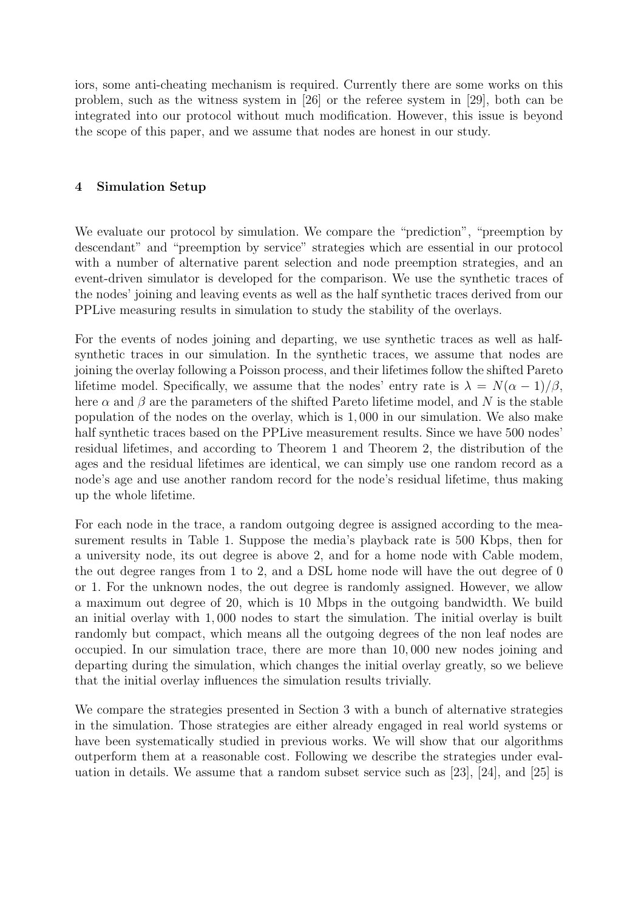iors, some anti-cheating mechanism is required. Currently there are some works on this problem, such as the witness system in [26] or the referee system in [29], both can be integrated into our protocol without much modification. However, this issue is beyond the scope of this paper, and we assume that nodes are honest in our study.

## 4 Simulation Setup

We evaluate our protocol by simulation. We compare the "prediction", "preemption by descendant" and "preemption by service" strategies which are essential in our protocol with a number of alternative parent selection and node preemption strategies, and an event-driven simulator is developed for the comparison. We use the synthetic traces of the nodes' joining and leaving events as well as the half synthetic traces derived from our PPLive measuring results in simulation to study the stability of the overlays.

For the events of nodes joining and departing, we use synthetic traces as well as half-synthetic traces in our simulation. In the synthetic traces, we assume that nodes are joining the overlay following a Poisson process, and their lifetimes follow the shifted Pareto lifetime model. Specifically, we assume that the nodes' entry rate is $\lambda = N(\alpha - 1)/\beta$, here $\alpha$ and $\beta$ are the parameters of the shifted Pareto lifetime model, and $N$ is the stable population of the nodes on the overlay, which is 1,000 in our simulation. We also make half synthetic traces based on the PPLive measurement results. Since we have 500 nodes' residual lifetimes, and according to Theorem 1 and Theorem 2, the distribution of the ages and the residual lifetimes are identical, we can simply use one random record as a node's age and use another random record for the node's residual lifetime, thus making up the whole lifetime.

For each node in the trace, a random outgoing degree is assigned according to the measurement results in Table 1. Suppose the media's playback rate is 500 Kbps, then for a university node, its out degree is above 2, and for a home node with Cable modem, the out degree ranges from 1 to 2, and a DSL home node will have the out degree of 0 or 1. For the unknown nodes, the out degree is randomly assigned. However, we allow a maximum out degree of 20, which is 10 Mbps in the outgoing bandwidth. We build an initial overlay with 1,000 nodes to start the simulation. The initial overlay is built randomly but compact, which means all the outgoing degrees of the non leaf nodes are occupied. In our simulation trace, there are more than 10,000 new nodes joining and departing during the simulation, which changes the initial overlay greatly, so we believe that the initial overlay influences the simulation results trivially.

We compare the strategies presented in Section 3 with a bunch of alternative strategies in the simulation. Those strategies are either already engaged in real world systems or have been systematically studied in previous works. We will show that our algorithms outperform them at a reasonable cost. Following we describe the strategies under evaluation in details. We assume that a random subset service such as [23], [24], and [25] is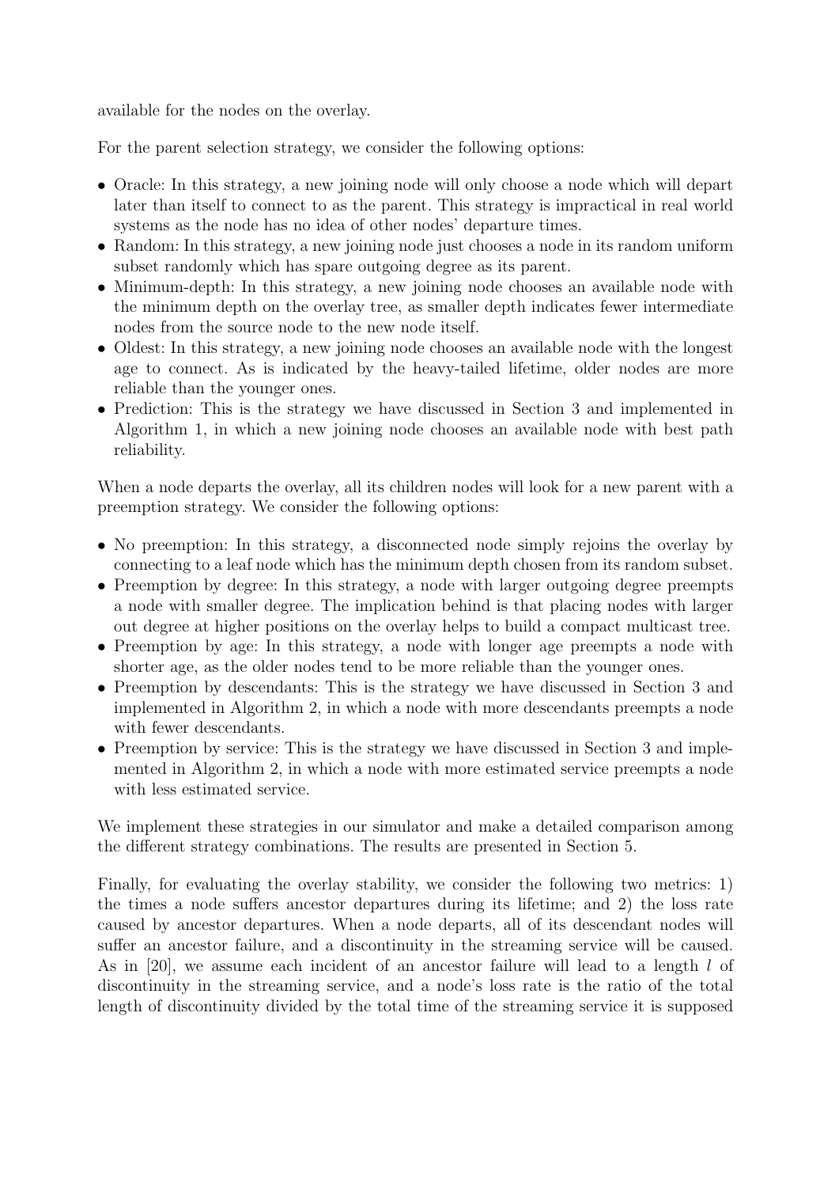available for the nodes on the overlay.

For the parent selection strategy, we consider the following options:

- Oracle: In this strategy, a new joining node will only choose a node which will depart later than itself to connect to as the parent. This strategy is impractical in real world systems as the node has no idea of other nodes' departure times.
- Random: In this strategy, a new joining node just chooses a node in its random uniform subset randomly which has spare outgoing degree as its parent.
- Minimum-depth: In this strategy, a new joining node chooses an available node with the minimum depth on the overlay tree, as smaller depth indicates fewer intermediate nodes from the source node to the new node itself.
- Oldest: In this strategy, a new joining node chooses an available node with the longest age to connect. As is indicated by the heavy-tailed lifetime, older nodes are more reliable than the younger ones.
- Prediction: This is the strategy we have discussed in Section 3 and implemented in Algorithm 1, in which a new joining node chooses an available node with best path reliability.

When a node departs the overlay, all its children nodes will look for a new parent with a preemption strategy. We consider the following options:

- No preemption: In this strategy, a disconnected node simply rejoins the overlay by connecting to a leaf node which has the minimum depth chosen from its random subset.
- Preemption by degree: In this strategy, a node with larger outgoing degree preempts a node with smaller degree. The implication behind is that placing nodes with larger out degree at higher positions on the overlay helps to build a compact multicast tree.
- Preemption by age: In this strategy, a node with longer age preempts a node with shorter age, as the older nodes tend to be more reliable than the younger ones.
- Preemption by descendants: This is the strategy we have discussed in Section 3 and implemented in Algorithm 2, in which a node with more descendants preempts a node with fewer descendants.
- Preemption by service: This is the strategy we have discussed in Section 3 and implemented in Algorithm 2, in which a node with more estimated service preempts a node with less estimated service.

We implement these strategies in our simulator and make a detailed comparison among the different strategy combinations. The results are presented in Section 5.

Finally, for evaluating the overlay stability, we consider the following two metrics: 1) the times a node suffers ancestor departures during its lifetime; and 2) the loss rate caused by ancestor departures. When a node departs, all of its descendant nodes will suffer an ancestor failure, and a discontinuity in the streaming service will be caused. As in [20], we assume each incident of an ancestor failure will lead to a length $l$ of discontinuity in the streaming service, and a node's loss rate is the ratio of the total length of discontinuity divided by the total time of the streaming service it is supposed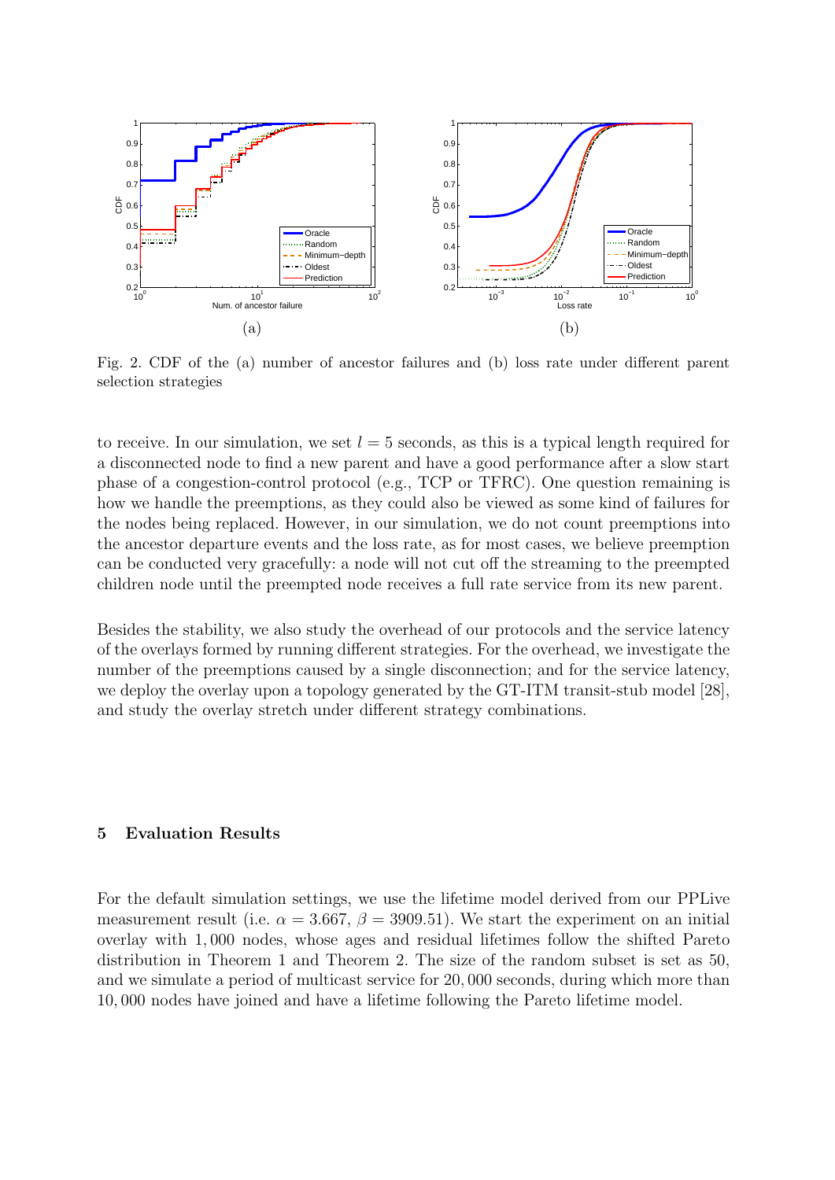Fig. 2. CDF of the (a) number of ancestor failures and (b) loss rate under different parent selection strategies

to receive. In our simulation, we set $l = 5$ seconds, as this is a typical length required for a disconnected node to find a new parent and have a good performance after a slow start phase of a congestion-control protocol (e.g., TCP or TFRC). One question remaining is how we handle the preemptions, as they could also be viewed as some kind of failures for the nodes being replaced. However, in our simulation, we do not count preemptions into the ancestor departure events and the loss rate, as for most cases, we believe preemption can be conducted very gracefully: a node will not cut off the streaming to the preempted children node until the preempted node receives a full rate service from its new parent.

Besides the stability, we also study the overhead of our protocols and the service latency of the overlays formed by running different strategies. For the overhead, we investigate the number of the preemptions caused by a single disconnection; and for the service latency, we deploy the overlay upon a topology generated by the GT-ITM transit-stub model [28], and study the overlay stretch under different strategy combinations.

## 5 Evaluation Results

For the default simulation settings, we use the lifetime model derived from our PPLive measurement result (i.e. $\alpha = 3.667$, $\beta = 3909.51$). We start the experiment on an initial overlay with 1,000 nodes, whose ages and residual lifetimes follow the shifted Pareto distribution in Theorem 1 and Theorem 2. The size of the random subset is set as 50, and we simulate a period of multicast service for 20,000 seconds, during which more than 10,000 nodes have joined and have a lifetime following the Pareto lifetime model.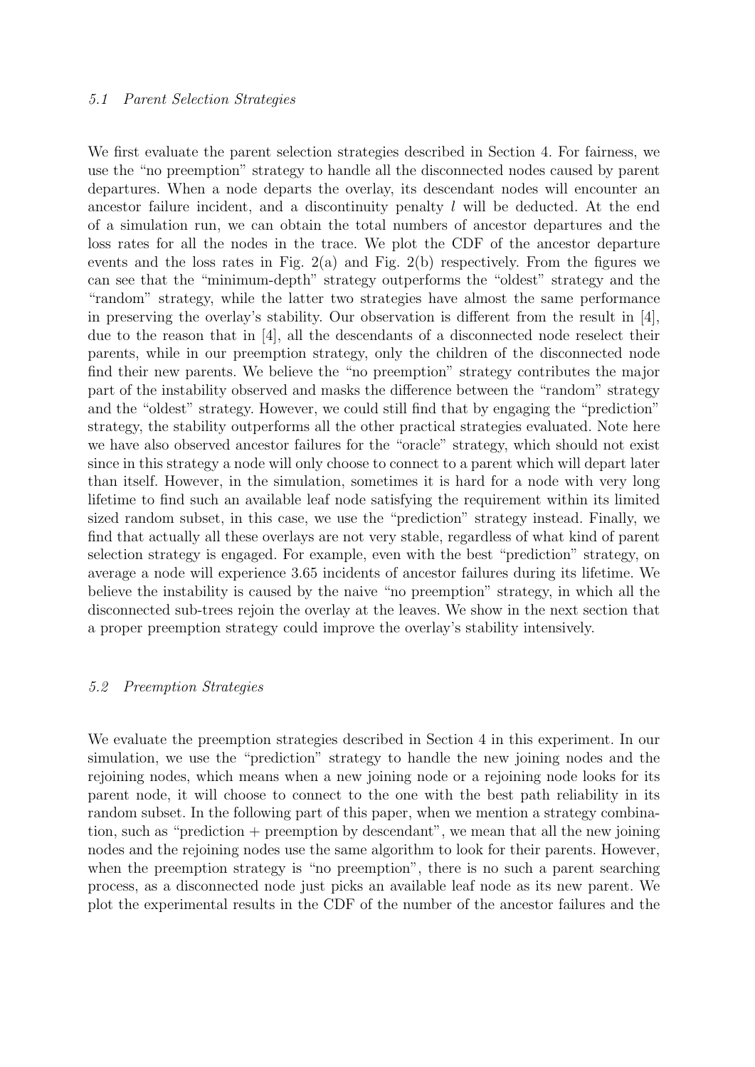### 5.1 Parent Selection Strategies

We first evaluate the parent selection strategies described in Section 4. For fairness, we use the "no preemption" strategy to handle all the disconnected nodes caused by parent departures. When a node departs the overlay, its descendant nodes will encounter an ancestor failure incident, and a discontinuity penalty $l$ will be deducted. At the end of a simulation run, we can obtain the total numbers of ancestor departures and the loss rates for all the nodes in the trace. We plot the CDF of the ancestor departure events and the loss rates in Fig. 2(a) and Fig. 2(b) respectively. From the figures we can see that the "minimum-depth" strategy outperforms the "oldest" strategy and the "random" strategy, while the latter two strategies have almost the same performance in preserving the overlay's stability. Our observation is different from the result in [4], due to the reason that in [4], all the descendants of a disconnected node reselect their parents, while in our preemption strategy, only the children of the disconnected node find their new parents. We believe the "no preemption" strategy contributes the major part of the instability observed and masks the difference between the "random" strategy and the "oldest" strategy. However, we could still find that by engaging the "prediction" strategy, the stability outperforms all the other practical strategies evaluated. Note here we have also observed ancestor failures for the "oracle" strategy, which should not exist since in this strategy a node will only choose to connect to a parent which will depart later than itself. However, in the simulation, sometimes it is hard for a node with very long lifetime to find such an available leaf node satisfying the requirement within its limited sized random subset, in this case, we use the "prediction" strategy instead. Finally, we find that actually all these overlays are not very stable, regardless of what kind of parent selection strategy is engaged. For example, even with the best "prediction" strategy, on average a node will experience 3.65 incidents of ancestor failures during its lifetime. We believe the instability is caused by the naive "no preemption" strategy, in which all the disconnected sub-trees rejoin the overlay at the leaves. We show in the next section that a proper preemption strategy could improve the overlay's stability intensively.

### 5.2 Preemption Strategies

We evaluate the preemption strategies described in Section 4 in this experiment. In our simulation, we use the "prediction" strategy to handle the new joining nodes and the rejoining nodes, which means when a new joining node or a rejoining node looks for its parent node, it will choose to connect to the one with the best path reliability in its random subset. In the following part of this paper, when we mention a strategy combination, such as "prediction + preemption by descendant", we mean that all the new joining nodes and the rejoining nodes use the same algorithm to look for their parents. However, when the preemption strategy is "no preemption", there is no such a parent searching process, as a disconnected node just picks an available leaf node as its new parent. We plot the experimental results in the CDF of the number of the ancestor failures and the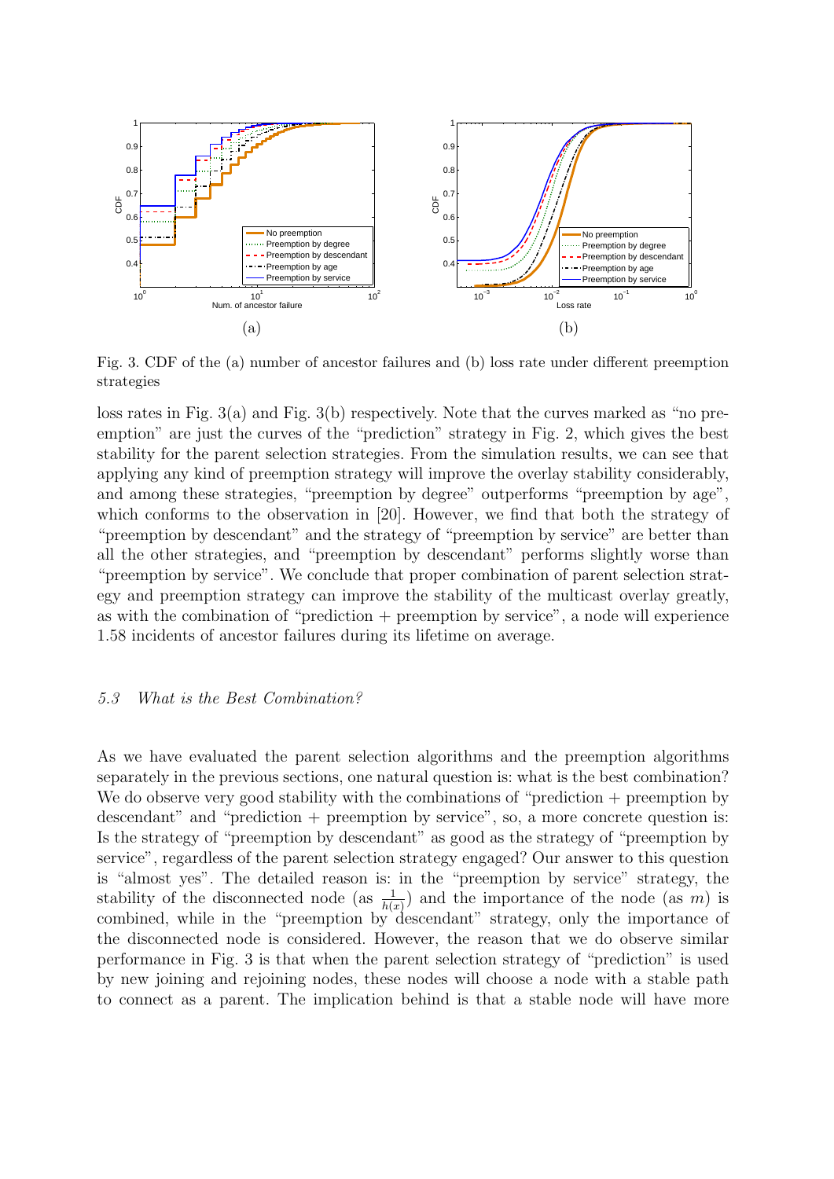Fig. 3. CDF of the (a) number of ancestor failures and (b) loss rate under different preemption strategies

loss rates in Fig. 3(a) and Fig. 3(b) respectively. Note that the curves marked as "no preemption" are just the curves of the "prediction" strategy in Fig. 2, which gives the best stability for the parent selection strategies. From the simulation results, we can see that applying any kind of preemption strategy will improve the overlay stability considerably, and among these strategies, "preemption by degree" outperforms "preemption by age", which conforms to the observation in [20]. However, we find that both the strategy of "preemption by descendant" and the strategy of "preemption by service" are better than all the other strategies, and "preemption by descendant" performs slightly worse than "preemption by service". We conclude that proper combination of parent selection strategy and preemption strategy can improve the stability of the multicast overlay greatly, as with the combination of "prediction + preemption by service", a node will experience 1.58 incidents of ancestor failures during its lifetime on average.

### *5.3 What is the Best Combination?*

As we have evaluated the parent selection algorithms and the preemption algorithms separately in the previous sections, one natural question is: what is the best combination? We do observe very good stability with the combinations of "prediction + preemption by descendant" and "prediction + preemption by service", so, a more concrete question is: Is the strategy of "preemption by descendant" as good as the strategy of "preemption by service", regardless of the parent selection strategy engaged? Our answer to this question is "almost yes". The detailed reason is: in the "preemption by service" strategy, the stability of the disconnected node (as $\frac{1}{h(x)}$) and the importance of the node (as $m$) is combined, while in the "preemption by descendant" strategy, only the importance of the disconnected node is considered. However, the reason that we do observe similar performance in Fig. 3 is that when the parent selection strategy of "prediction" is used by new joining and rejoining nodes, these nodes will choose a node with a stable path to connect as a parent. The implication behind is that a stable node will have more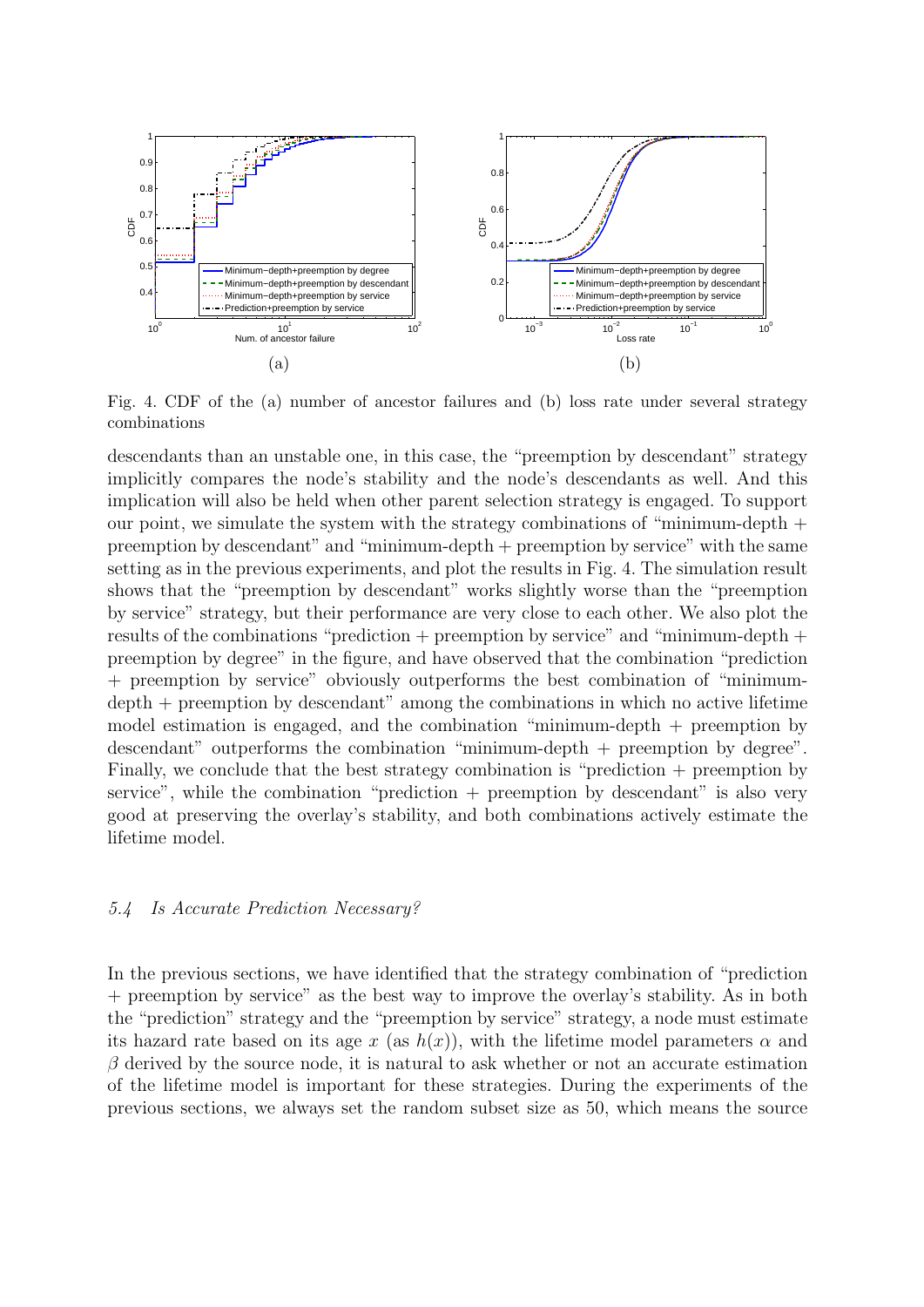Fig. 4. CDF of the (a) number of ancestor failures and (b) loss rate under several strategy combinations

descendants than an unstable one, in this case, the "preemption by descendant" strategy implicitly compares the node's stability and the node's descendants as well. And this implication will also be held when other parent selection strategy is engaged. To support our point, we simulate the system with the strategy combinations of "minimum-depth + preemption by descendant" and "minimum-depth + preemption by service" with the same setting as in the previous experiments, and plot the results in Fig. 4. The simulation result shows that the "preemption by descendant" works slightly worse than the "preemption by service" strategy, but their performance are very close to each other. We also plot the results of the combinations "prediction + preemption by service" and "minimum-depth + preemption by degree" in the figure, and have observed that the combination "prediction + preemption by service" obviously outperforms the best combination of "minimum-depth + preemption by descendant" among the combinations in which no active lifetime model estimation is engaged, and the combination "minimum-depth + preemption by descendant" outperforms the combination "minimum-depth + preemption by degree". Finally, we conclude that the best strategy combination is "prediction + preemption by service", while the combination "prediction + preemption by descendant" is also very good at preserving the overlay's stability, and both combinations actively estimate the lifetime model.

### *5.4 Is Accurate Prediction Necessary?*

In the previous sections, we have identified that the strategy combination of "prediction + preemption by service" as the best way to improve the overlay's stability. As in both the "prediction" strategy and the "preemption by service" strategy, a node must estimate its hazard rate based on its age $x$ (as $h(x)$), with the lifetime model parameters $\alpha$ and $\beta$ derived by the source node, it is natural to ask whether or not an accurate estimation of the lifetime model is important for these strategies. During the experiments of the previous sections, we always set the random subset size as 50, which means the source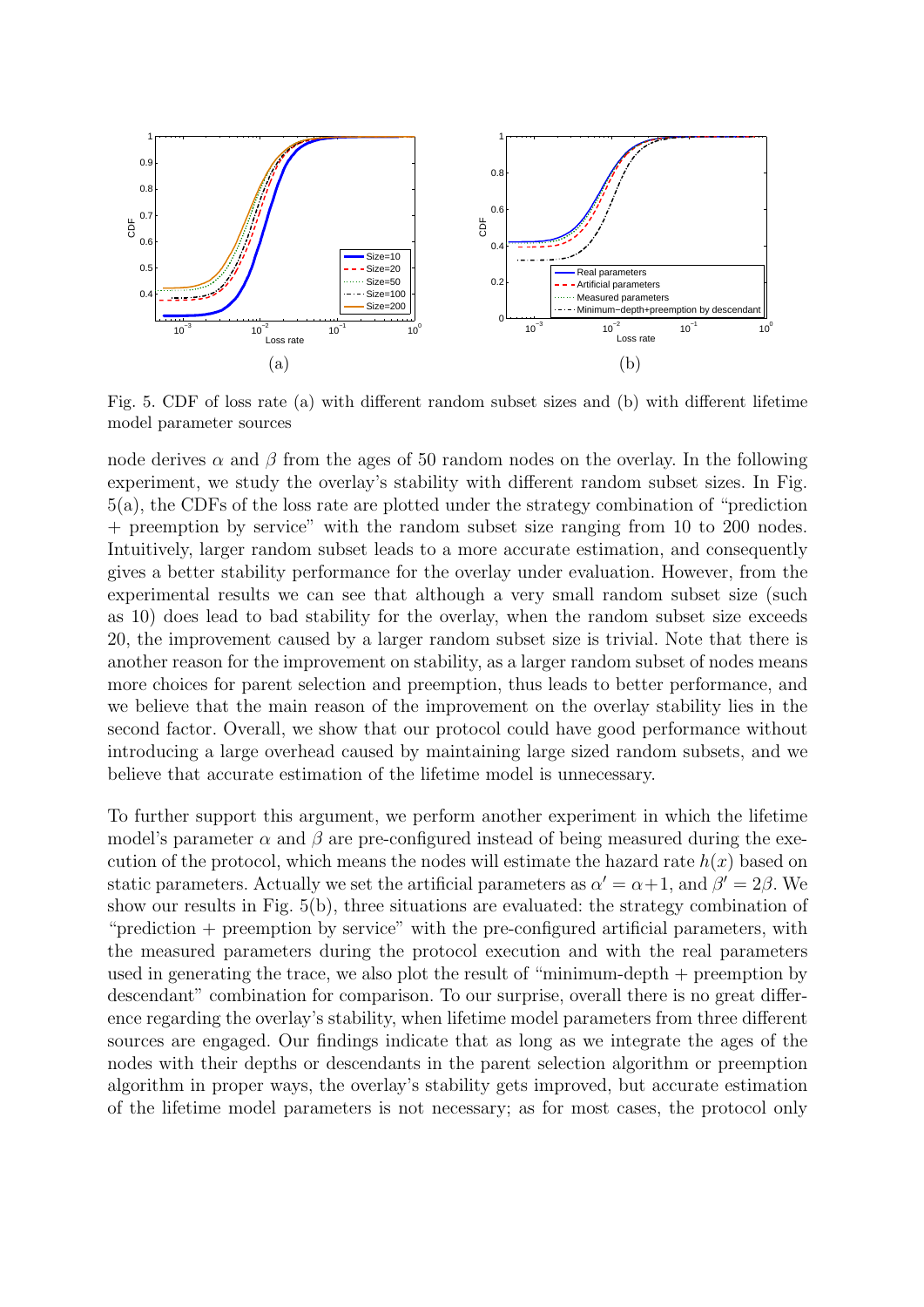Fig. 5. CDF of loss rate (a) with different random subset sizes and (b) with different lifetime model parameter sources

node derives $\alpha$ and $\beta$ from the ages of 50 random nodes on the overlay. In the following experiment, we study the overlay's stability with different random subset sizes. In Fig. 5(a), the CDFs of the loss rate are plotted under the strategy combination of "prediction + preemption by service" with the random subset size ranging from 10 to 200 nodes. Intuitively, larger random subset leads to a more accurate estimation, and consequently gives a better stability performance for the overlay under evaluation. However, from the experimental results we can see that although a very small random subset size (such as 10) does lead to bad stability for the overlay, when the random subset size exceeds 20, the improvement caused by a larger random subset size is trivial. Note that there is another reason for the improvement on stability, as a larger random subset of nodes means more choices for parent selection and preemption, thus leads to better performance, and we believe that the main reason of the improvement on the overlay stability lies in the second factor. Overall, we show that our protocol could have good performance without introducing a large overhead caused by maintaining large sized random subsets, and we believe that accurate estimation of the lifetime model is unnecessary.

To further support this argument, we perform another experiment in which the lifetime model's parameter $\alpha$ and $\beta$ are pre-configured instead of being measured during the execution of the protocol, which means the nodes will estimate the hazard rate $h(x)$ based on static parameters. Actually we set the artificial parameters as $\alpha' = \alpha + 1$, and $\beta' = 2\beta$. We show our results in Fig. 5(b), three situations are evaluated: the strategy combination of "prediction + preemption by service" with the pre-configured artificial parameters, with the measured parameters during the protocol execution and with the real parameters used in generating the trace, we also plot the result of "minimum-depth + preemption by descendant" combination for comparison. To our surprise, overall there is no great difference regarding the overlay's stability, when lifetime model parameters from three different sources are engaged. Our findings indicate that as long as we integrate the ages of the nodes with their depths or descendants in the parent selection algorithm or preemption algorithm in proper ways, the overlay's stability gets improved, but accurate estimation of the lifetime model parameters is not necessary; as for most cases, the protocol only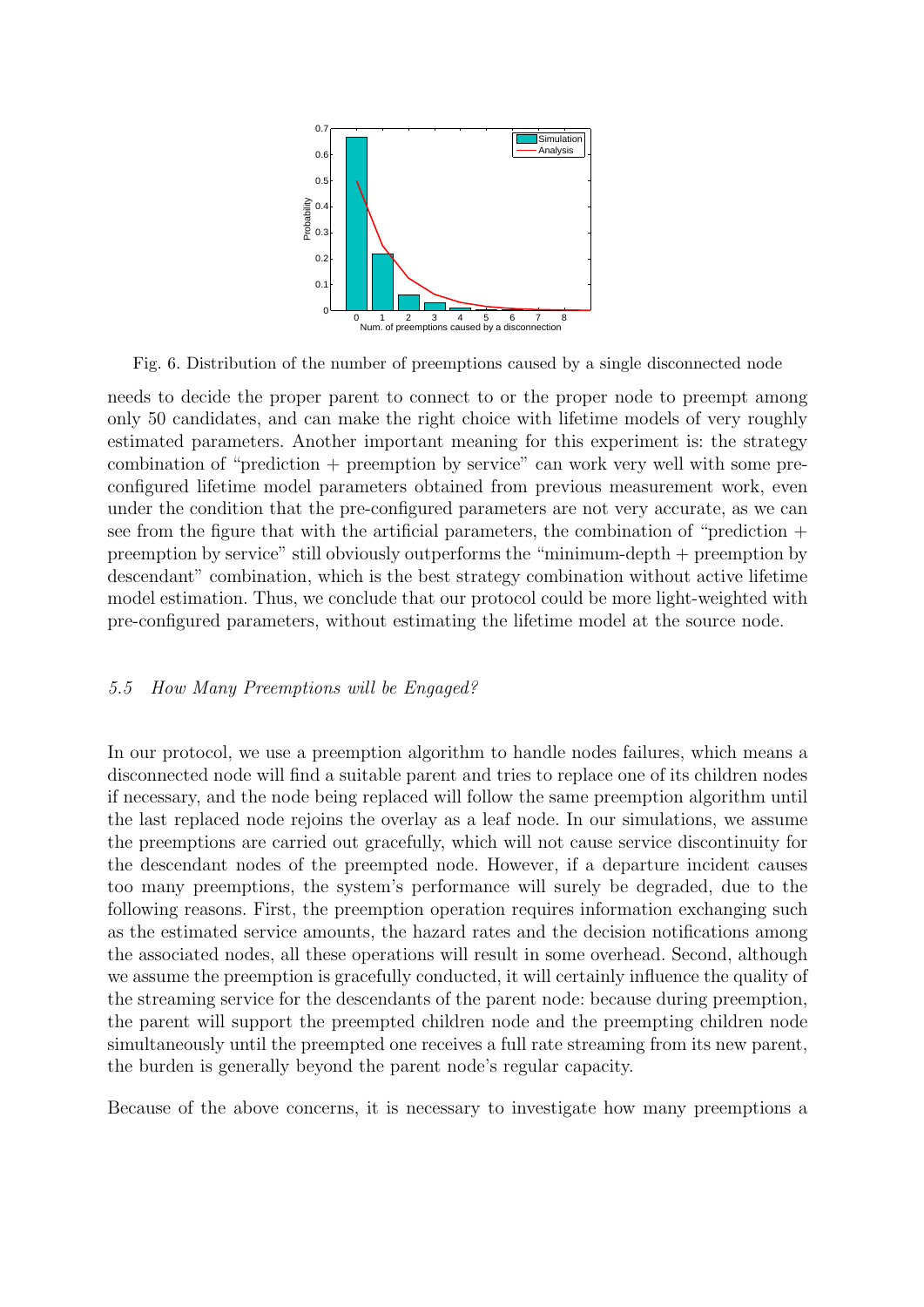Fig. 6. Distribution of the number of preemptions caused by a single disconnected node

needs to decide the proper parent to connect to or the proper node to preempt among only 50 candidates, and can make the right choice with lifetime models of very roughly estimated parameters. Another important meaning for this experiment is: the strategy combination of "prediction + preemption by service" can work very well with some pre-configured lifetime model parameters obtained from previous measurement work, even under the condition that the pre-configured parameters are not very accurate, as we can see from the figure that with the artificial parameters, the combination of "prediction + preemption by service" still obviously outperforms the "minimum-depth + preemption by descendant" combination, which is the best strategy combination without active lifetime model estimation. Thus, we conclude that our protocol could be more light-weighted with pre-configured parameters, without estimating the lifetime model at the source node.

### *5.5 How Many Preemptions will be Engaged?*

In our protocol, we use a preemption algorithm to handle nodes failures, which means a disconnected node will find a suitable parent and tries to replace one of its children nodes if necessary, and the node being replaced will follow the same preemption algorithm until the last replaced node rejoins the overlay as a leaf node. In our simulations, we assume the preemptions are carried out gracefully, which will not cause service discontinuity for the descendant nodes of the preempted node. However, if a departure incident causes too many preemptions, the system's performance will surely be degraded, due to the following reasons. First, the preemption operation requires information exchanging such as the estimated service amounts, the hazard rates and the decision notifications among the associated nodes, all these operations will result in some overhead. Second, although we assume the preemption is gracefully conducted, it will certainly influence the quality of the streaming service for the descendants of the parent node: because during preemption, the parent will support the preempted children node and the preempting children node simultaneously until the preempted one receives a full rate streaming from its new parent, the burden is generally beyond the parent node's regular capacity.

Because of the above concerns, it is necessary to investigate how many preemptions a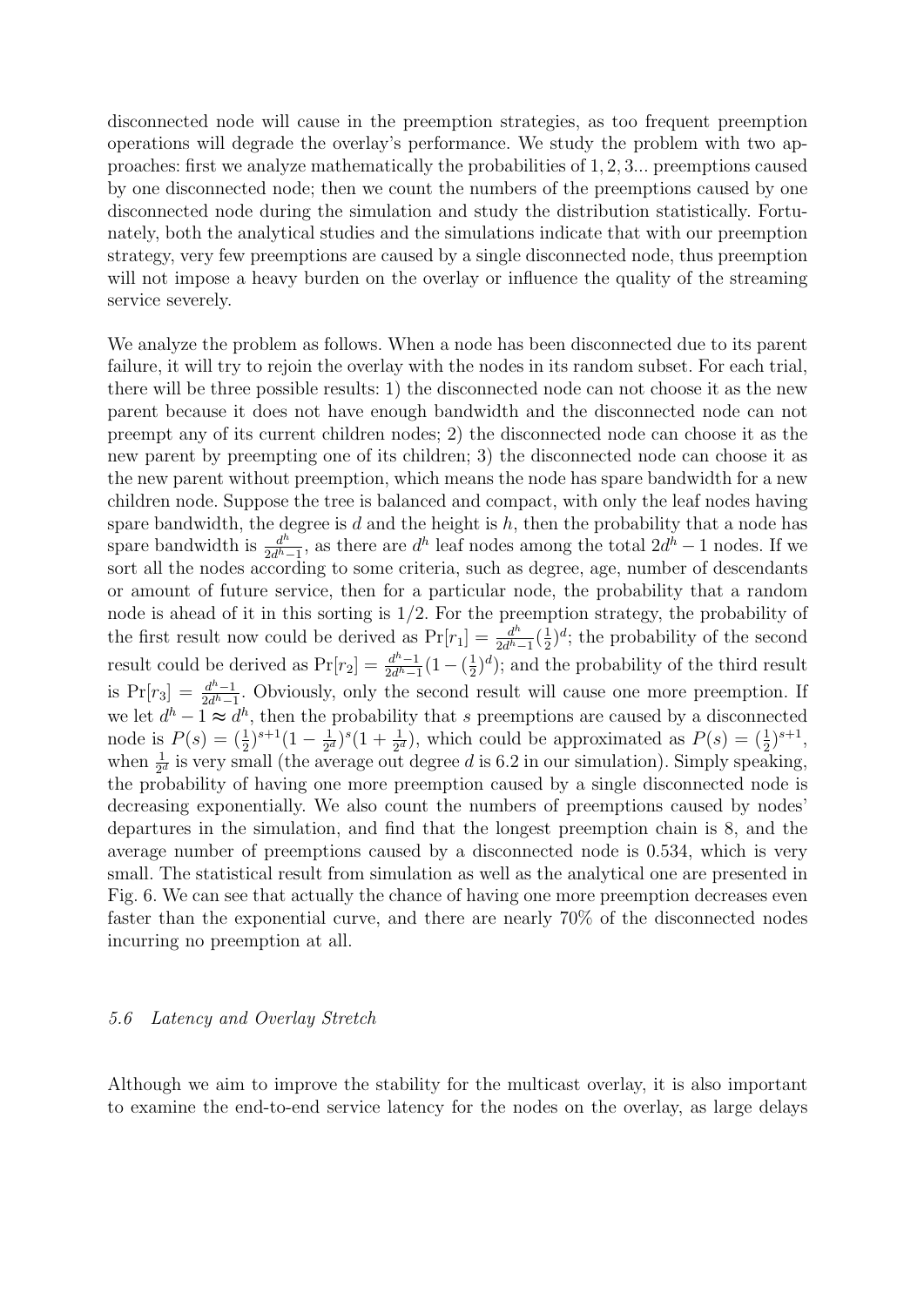disconnected node will cause in the preemption strategies, as too frequent preemption operations will degrade the overlay's performance. We study the problem with two approaches: first we analyze mathematically the probabilities of $1, 2, 3...$ preemptions caused by one disconnected node; then we count the numbers of the preemptions caused by one disconnected node during the simulation and study the distribution statistically. Fortunately, both the analytical studies and the simulations indicate that with our preemption strategy, very few preemptions are caused by a single disconnected node, thus preemption will not impose a heavy burden on the overlay or influence the quality of the streaming service severely.

We analyze the problem as follows. When a node has been disconnected due to its parent failure, it will try to rejoin the overlay with the nodes in its random subset. For each trial, there will be three possible results: 1) the disconnected node can not choose it as the new parent because it does not have enough bandwidth and the disconnected node can not preempt any of its current children nodes; 2) the disconnected node can choose it as the new parent by preempting one of its children; 3) the disconnected node can choose it as the new parent without preemption, which means the node has spare bandwidth for a new children node. Suppose the tree is balanced and compact, with only the leaf nodes having spare bandwidth, the degree is $d$ and the height is $h$, then the probability that a node has spare bandwidth is $\frac{d^h}{2d^h-1}$, as there are $d^h$ leaf nodes among the total $2d^h - 1$ nodes. If we sort all the nodes according to some criteria, such as degree, age, number of descendants or amount of future service, then for a particular node, the probability that a random node is ahead of it in this sorting is $1/2$. For the preemption strategy, the probability of the first result now could be derived as $\Pr[r_1] = \frac{d^h}{2d^h-1}(\frac{1}{2})^d$; the probability of the second result could be derived as $\Pr[r_2] = \frac{d^h-1}{2d^h-1}(1 - (\frac{1}{2})^d)$; and the probability of the third result is $\Pr[r_3] = \frac{d^h-1}{2d^h-1}$. Obviously, only the second result will cause one more preemption. If we let $d^h - 1 \approx d^h$, then the probability that $s$ preemptions are caused by a disconnected node is $P(s) = (\frac{1}{2})^{s+1}(1 - \frac{1}{2^d})^s(1 + \frac{1}{2^d})$, which could be approximated as $P(s) = (\frac{1}{2})^{s+1}$, when $\frac{1}{2^d}$ is very small (the average out degree $d$ is 6.2 in our simulation). Simply speaking, the probability of having one more preemption caused by a single disconnected node is decreasing exponentially. We also count the numbers of preemptions caused by nodes' departures in the simulation, and find that the longest preemption chain is 8, and the average number of preemptions caused by a disconnected node is 0.534, which is very small. The statistical result from simulation as well as the analytical one are presented in Fig. 6. We can see that actually the chance of having one more preemption decreases even faster than the exponential curve, and there are nearly 70% of the disconnected nodes incurring no preemption at all.

### *5.6 Latency and Overlay Stretch*

Although we aim to improve the stability for the multicast overlay, it is also important to examine the end-to-end service latency for the nodes on the overlay, as large delays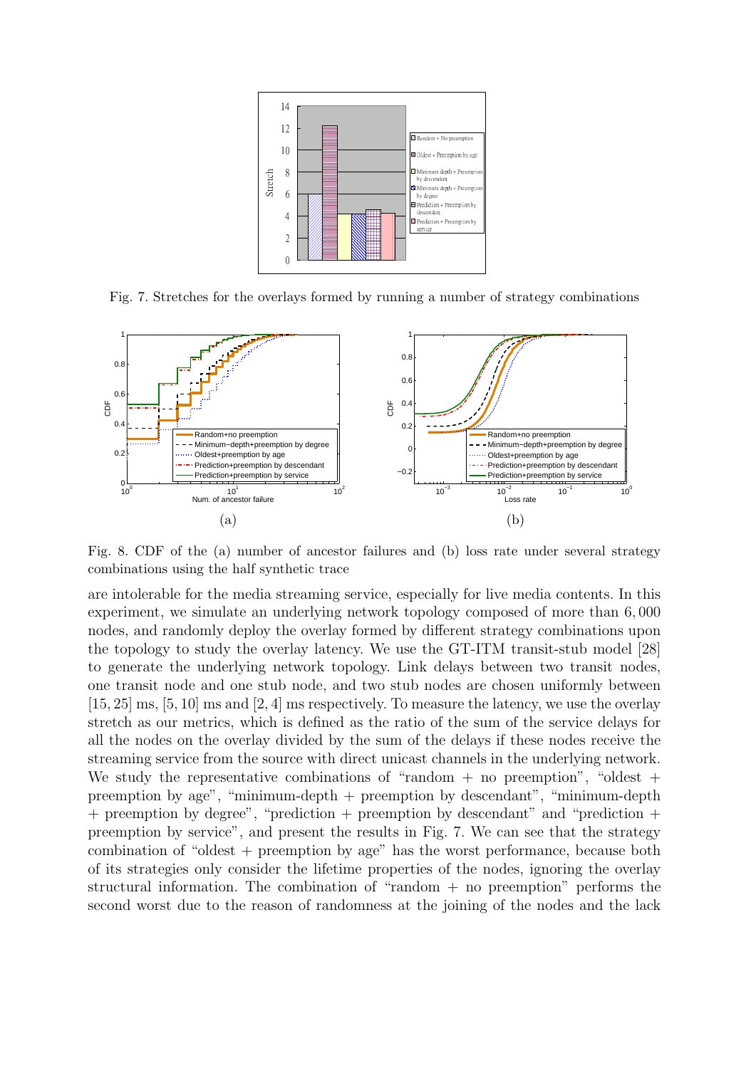Fig. 7. Stretches for the overlays formed by running a number of strategy combinations

Fig. 8. CDF of the (a) number of ancestor failures and (b) loss rate under several strategy combinations using the half synthetic trace

are intolerable for the media streaming service, especially for live media contents. In this experiment, we simulate an underlying network topology composed of more than 6,000 nodes, and randomly deploy the overlay formed by different strategy combinations upon the topology to study the overlay latency. We use the GT-ITM transit-stub model [28] to generate the underlying network topology. Link delays between two transit nodes, one transit node and one stub node, and two stub nodes are chosen uniformly between $[15, 25]$ ms, $[5, 10]$ ms and $[2, 4]$ ms respectively. To measure the latency, we use the overlay stretch as our metrics, which is defined as the ratio of the sum of the service delays for all the nodes on the overlay divided by the sum of the delays if these nodes receive the streaming service from the source with direct unicast channels in the underlying network. We study the representative combinations of "random + no preemption", "oldest + preemption by age", "minimum-depth + preemption by descendant", "minimum-depth + preemption by degree", "prediction + preemption by descendant" and "prediction + preemption by service", and present the results in Fig. 7. We can see that the strategy combination of "oldest + preemption by age" has the worst performance, because both of its strategies only consider the lifetime properties of the nodes, ignoring the overlay structural information. The combination of "random + no preemption" performs the second worst due to the reason of randomness at the joining of the nodes and the lack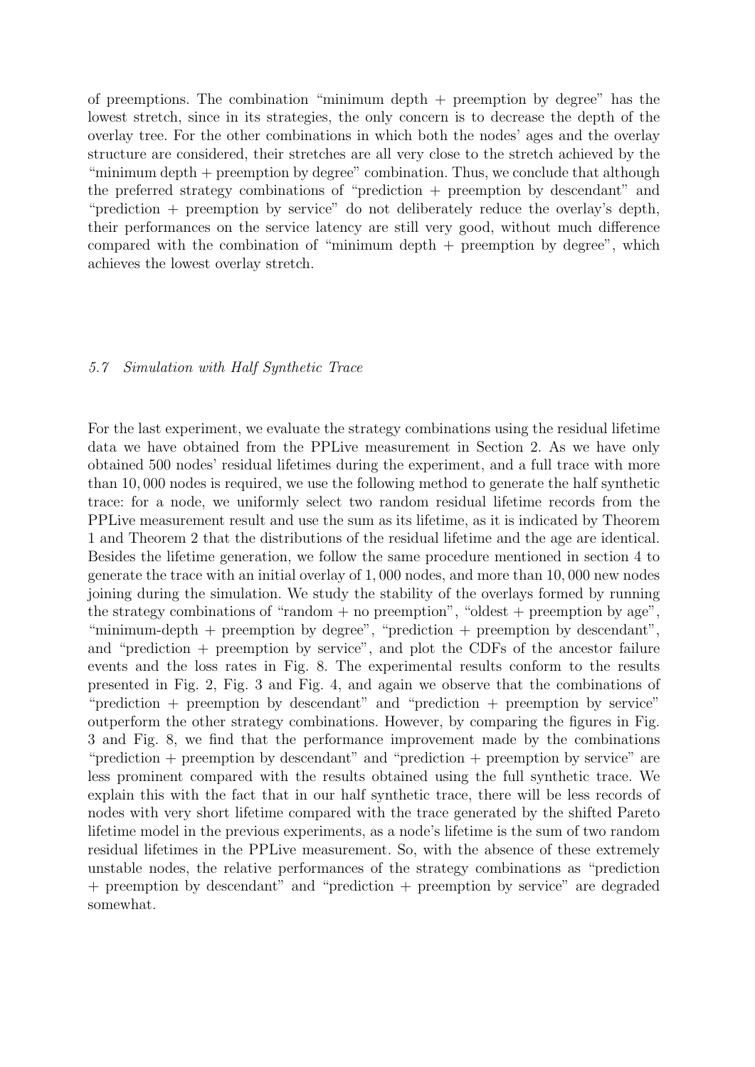of preemptions. The combination "minimum depth + preemption by degree" has the lowest stretch, since in its strategies, the only concern is to decrease the depth of the overlay tree. For the other combinations in which both the nodes' ages and the overlay structure are considered, their stretches are all very close to the stretch achieved by the "minimum depth + preemption by degree" combination. Thus, we conclude that although the preferred strategy combinations of "prediction + preemption by descendant" and "prediction + preemption by service" do not deliberately reduce the overlay's depth, their performances on the service latency are still very good, without much difference compared with the combination of "minimum depth + preemption by degree", which achieves the lowest overlay stretch.

### *5.7 Simulation with Half Synthetic Trace*

For the last experiment, we evaluate the strategy combinations using the residual lifetime data we have obtained from the PPLive measurement in Section 2. As we have only obtained 500 nodes' residual lifetimes during the experiment, and a full trace with more than 10,000 nodes is required, we use the following method to generate the half synthetic trace: for a node, we uniformly select two random residual lifetime records from the PPLive measurement result and use the sum as its lifetime, as it is indicated by Theorem 1 and Theorem 2 that the distributions of the residual lifetime and the age are identical. Besides the lifetime generation, we follow the same procedure mentioned in section 4 to generate the trace with an initial overlay of 1,000 nodes, and more than 10,000 new nodes joining during the simulation. We study the stability of the overlays formed by running the strategy combinations of "random + no preemption", "oldest + preemption by age", "minimum-depth + preemption by degree", "prediction + preemption by descendant", and "prediction + preemption by service", and plot the CDFs of the ancestor failure events and the loss rates in Fig. 8. The experimental results conform to the results presented in Fig. 2, Fig. 3 and Fig. 4, and again we observe that the combinations of "prediction + preemption by descendant" and "prediction + preemption by service" outperform the other strategy combinations. However, by comparing the figures in Fig. 3 and Fig. 8, we find that the performance improvement made by the combinations "prediction + preemption by descendant" and "prediction + preemption by service" are less prominent compared with the results obtained using the full synthetic trace. We explain this with the fact that in our half synthetic trace, there will be less records of nodes with very short lifetime compared with the trace generated by the shifted Pareto lifetime model in the previous experiments, as a node's lifetime is the sum of two random residual lifetimes in the PPLive measurement. So, with the absence of these extremely unstable nodes, the relative performances of the strategy combinations as "prediction + preemption by descendant" and "prediction + preemption by service" are degraded somewhat.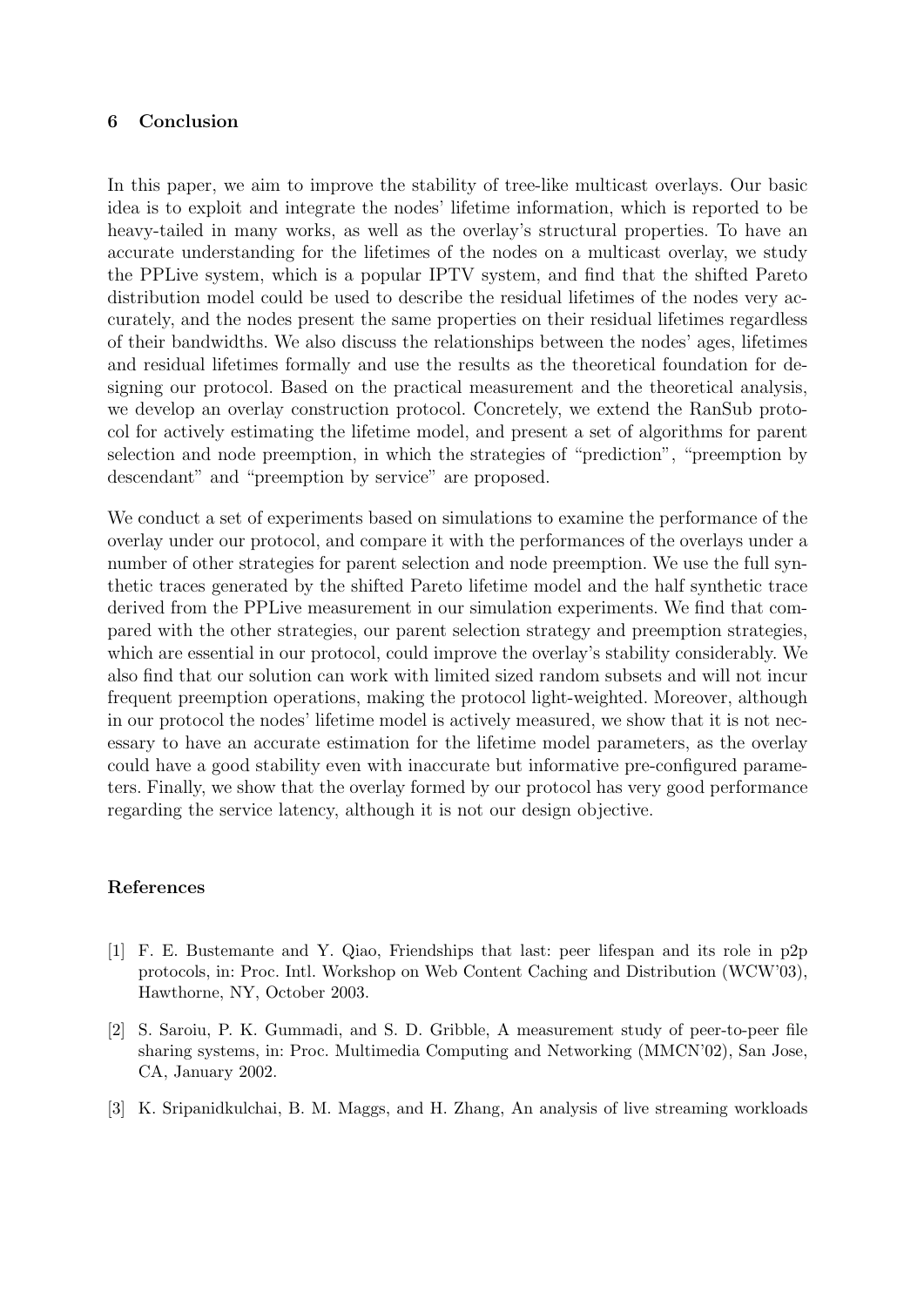## 6 Conclusion

In this paper, we aim to improve the stability of tree-like multicast overlays. Our basic idea is to exploit and integrate the nodes' lifetime information, which is reported to be heavy-tailed in many works, as well as the overlay's structural properties. To have an accurate understanding for the lifetimes of the nodes on a multicast overlay, we study the PPLive system, which is a popular IPTV system, and find that the shifted Pareto distribution model could be used to describe the residual lifetimes of the nodes very accurately, and the nodes present the same properties on their residual lifetimes regardless of their bandwidths. We also discuss the relationships between the nodes' ages, lifetimes and residual lifetimes formally and use the results as the theoretical foundation for designing our protocol. Based on the practical measurement and the theoretical analysis, we develop an overlay construction protocol. Concretely, we extend the RanSub protocol for actively estimating the lifetime model, and present a set of algorithms for parent selection and node preemption, in which the strategies of "prediction", "preemption by descendant" and "preemption by service" are proposed.

We conduct a set of experiments based on simulations to examine the performance of the overlay under our protocol, and compare it with the performances of the overlays under a number of other strategies for parent selection and node preemption. We use the full synthetic traces generated by the shifted Pareto lifetime model and the half synthetic trace derived from the PPLive measurement in our simulation experiments. We find that compared with the other strategies, our parent selection strategy and preemption strategies, which are essential in our protocol, could improve the overlay's stability considerably. We also find that our solution can work with limited sized random subsets and will not incur frequent preemption operations, making the protocol light-weighted. Moreover, although in our protocol the nodes' lifetime model is actively measured, we show that it is not necessary to have an accurate estimation for the lifetime model parameters, as the overlay could have a good stability even with inaccurate but informative pre-configured parameters. Finally, we show that the overlay formed by our protocol has very good performance regarding the service latency, although it is not our design objective.

## References

[1] F. E. Bustemante and Y. Qiao, Friendships that last: peer lifespan and its role in p2p protocols, in: Proc. Intl. Workshop on Web Content Caching and Distribution (WCW'03), Hawthorne, NY, October 2003.

[2] S. Saroiu, P. K. Gummadi, and S. D. Gribble, A measurement study of peer-to-peer file sharing systems, in: Proc. Multimedia Computing and Networking (MMCN'02), San Jose, CA, January 2002.

[3] K. Sripanidkulchai, B. M. Maggs, and H. Zhang, An analysis of live streaming workloads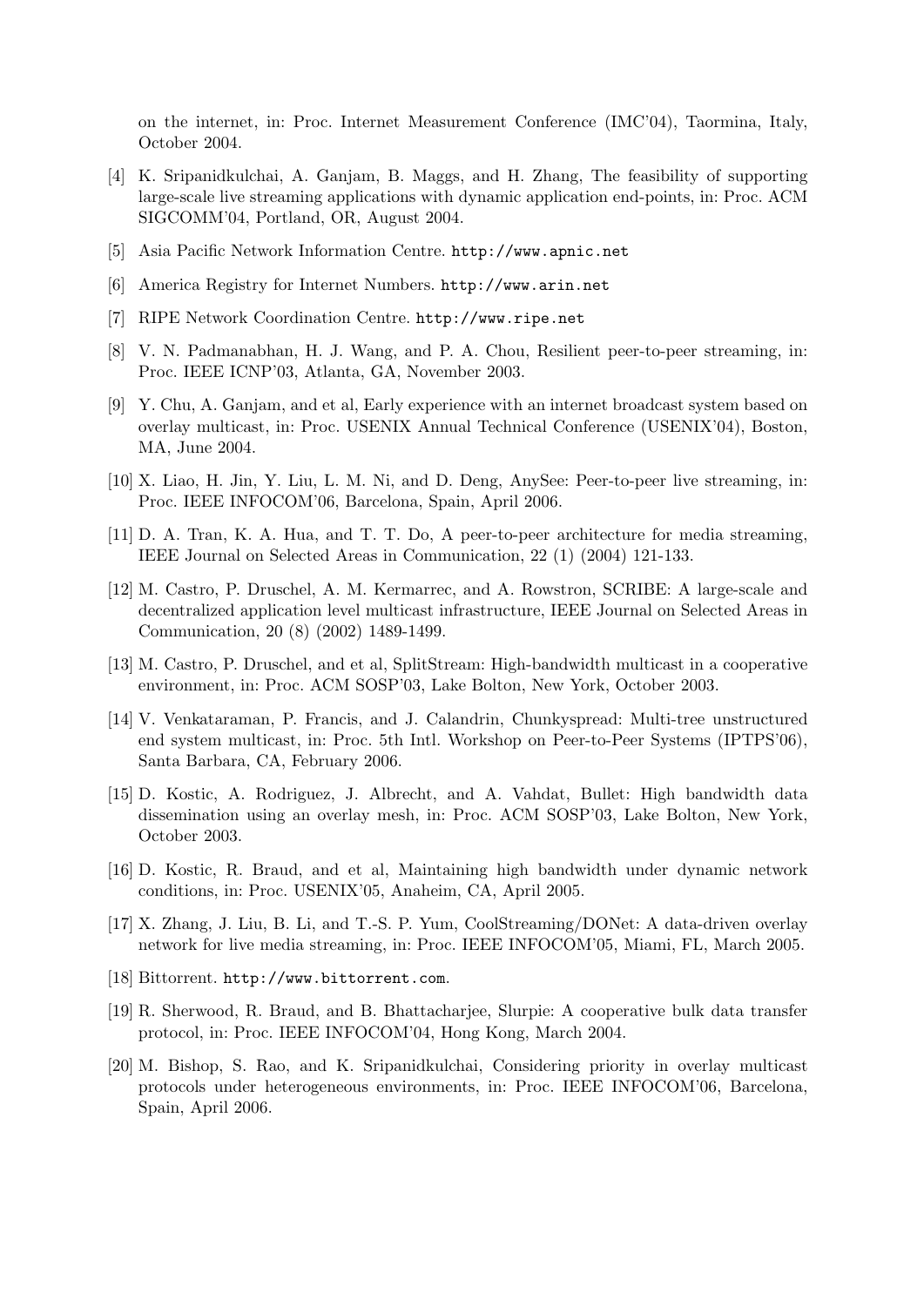on the internet, in: Proc. Internet Measurement Conference (IMC'04), Taormina, Italy, October 2004.

[4] K. Sripanidkulchai, A. Ganjam, B. Maggs, and H. Zhang, The feasibility of supporting large-scale live streaming applications with dynamic application end-points, in: Proc. ACM SIGCOMM'04, Portland, OR, August 2004.

[5] Asia Pacific Network Information Centre. `http://www.apnic.net`

[6] America Registry for Internet Numbers. `http://www.arin.net`

[7] RIPE Network Coordination Centre. `http://www.ripe.net`

[8] V. N. Padmanabhan, H. J. Wang, and P. A. Chou, Resilient peer-to-peer streaming, in: Proc. IEEE ICNP'03, Atlanta, GA, November 2003.

[9] Y. Chu, A. Ganjam, and et al, Early experience with an internet broadcast system based on overlay multicast, in: Proc. USENIX Annual Technical Conference (USENIX'04), Boston, MA, June 2004.

[10] X. Liao, H. Jin, Y. Liu, L. M. Ni, and D. Deng, AnySee: Peer-to-peer live streaming, in: Proc. IEEE INFOCOM'06, Barcelona, Spain, April 2006.

[11] D. A. Tran, K. A. Hua, and T. T. Do, A peer-to-peer architecture for media streaming, IEEE Journal on Selected Areas in Communication, 22 (1) (2004) 121-133.

[12] M. Castro, P. Druschel, A. M. Kermarrec, and A. Rowstron, SCRIBE: A large-scale and decentralized application level multicast infrastructure, IEEE Journal on Selected Areas in Communication, 20 (8) (2002) 1489-1499.

[13] M. Castro, P. Druschel, and et al, SplitStream: High-bandwidth multicast in a cooperative environment, in: Proc. ACM SOSP'03, Lake Bolton, New York, October 2003.

[14] V. Venkataraman, P. Francis, and J. Calandrin, Chunkyspread: Multi-tree unstructured end system multicast, in: Proc. 5th Intl. Workshop on Peer-to-Peer Systems (IPTPS'06), Santa Barbara, CA, February 2006.

[15] D. Kostic, A. Rodriguez, J. Albrecht, and A. Vahdat, Bullet: High bandwidth data dissemination using an overlay mesh, in: Proc. ACM SOSP'03, Lake Bolton, New York, October 2003.

[16] D. Kostic, R. Braud, and et al, Maintaining high bandwidth under dynamic network conditions, in: Proc. USENIX'05, Anaheim, CA, April 2005.

[17] X. Zhang, J. Liu, B. Li, and T.-S. P. Yum, CoolStreaming/DONet: A data-driven overlay network for live media streaming, in: Proc. IEEE INFOCOM'05, Miami, FL, March 2005.

[18] Bittorrent. `http://www.bittorrent.com`.

[19] R. Sherwood, R. Braud, and B. Bhattacharjee, Slurpie: A cooperative bulk data transfer protocol, in: Proc. IEEE INFOCOM'04, Hong Kong, March 2004.

[20] M. Bishop, S. Rao, and K. Sripanidkulchai, Considering priority in overlay multicast protocols under heterogeneous environments, in: Proc. IEEE INFOCOM'06, Barcelona, Spain, April 2006.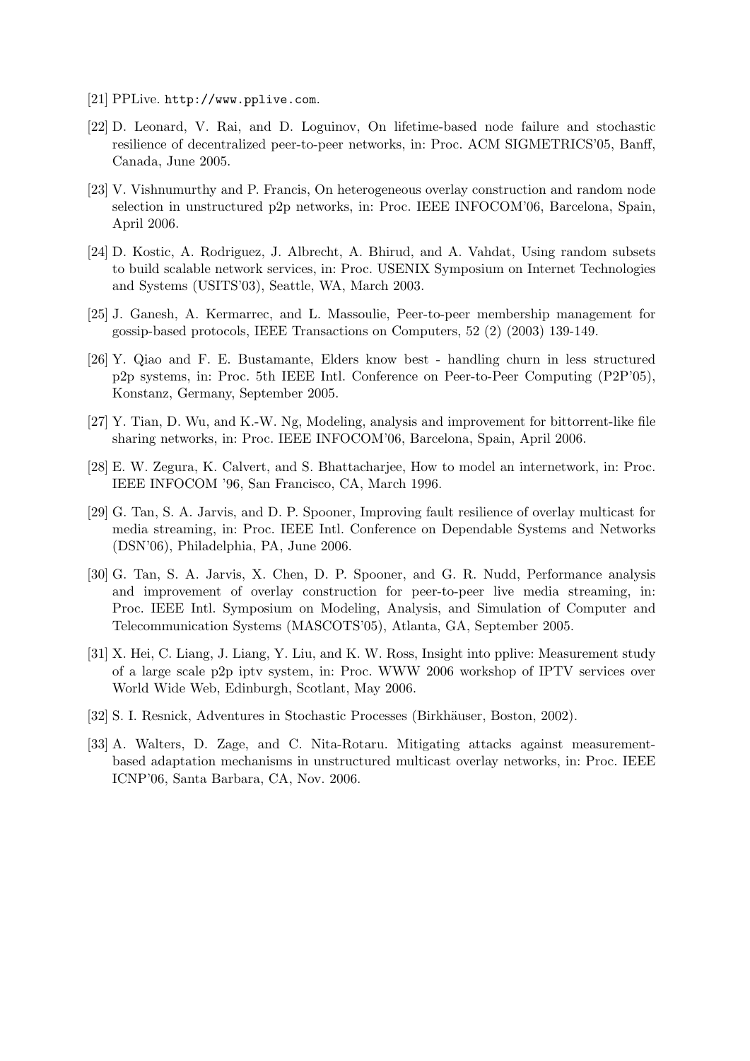[21] PPLive. http://www.pplive.com.

[22] D. Leonard, V. Rai, and D. Loguinov, On lifetime-based node failure and stochastic resilience of decentralized peer-to-peer networks, in: Proc. ACM SIGMETRICS'05, Banff, Canada, June 2005.

[23] V. Vishnumurthy and P. Francis, On heterogeneous overlay construction and random node selection in unstructured p2p networks, in: Proc. IEEE INFOCOM'06, Barcelona, Spain, April 2006.

[24] D. Kostic, A. Rodriguez, J. Albrecht, A. Bhirud, and A. Vahdat, Using random subsets to build scalable network services, in: Proc. USENIX Symposium on Internet Technologies and Systems (USITS'03), Seattle, WA, March 2003.

[25] J. Ganesh, A. Kermarrec, and L. Massoulie, Peer-to-peer membership management for gossip-based protocols, IEEE Transactions on Computers, 52 (2) (2003) 139-149.

[26] Y. Qiao and F. E. Bustamante, Elders know best - handling churn in less structured p2p systems, in: Proc. 5th IEEE Intl. Conference on Peer-to-Peer Computing (P2P'05), Konstanz, Germany, September 2005.

[27] Y. Tian, D. Wu, and K.-W. Ng, Modeling, analysis and improvement for bittorrent-like file sharing networks, in: Proc. IEEE INFOCOM'06, Barcelona, Spain, April 2006.

[28] E. W. Zegura, K. Calvert, and S. Bhattacharjee, How to model an internetwork, in: Proc. IEEE INFOCOM '96, San Francisco, CA, March 1996.

[29] G. Tan, S. A. Jarvis, and D. P. Spooner, Improving fault resilience of overlay multicast for media streaming, in: Proc. IEEE Intl. Conference on Dependable Systems and Networks (DSN'06), Philadelphia, PA, June 2006.

[30] G. Tan, S. A. Jarvis, X. Chen, D. P. Spooner, and G. R. Nudd, Performance analysis and improvement of overlay construction for peer-to-peer live media streaming, in: Proc. IEEE Intl. Symposium on Modeling, Analysis, and Simulation of Computer and Telecommunication Systems (MASCOTS'05), Atlanta, GA, September 2005.

[31] X. Hei, C. Liang, J. Liang, Y. Liu, and K. W. Ross, Insight into pplive: Measurement study of a large scale p2p iptv system, in: Proc. WWW 2006 workshop of IPTV services over World Wide Web, Edinburgh, Scotlant, May 2006.

[32] S. I. Resnick, Adventures in Stochastic Processes (Birkhäuser, Boston, 2002).

[33] A. Walters, D. Zage, and C. Nita-Rotaru. Mitigating attacks against measurement-based adaptation mechanisms in unstructured multicast overlay networks, in: Proc. IEEE ICNP'06, Santa Barbara, CA, Nov. 2006.